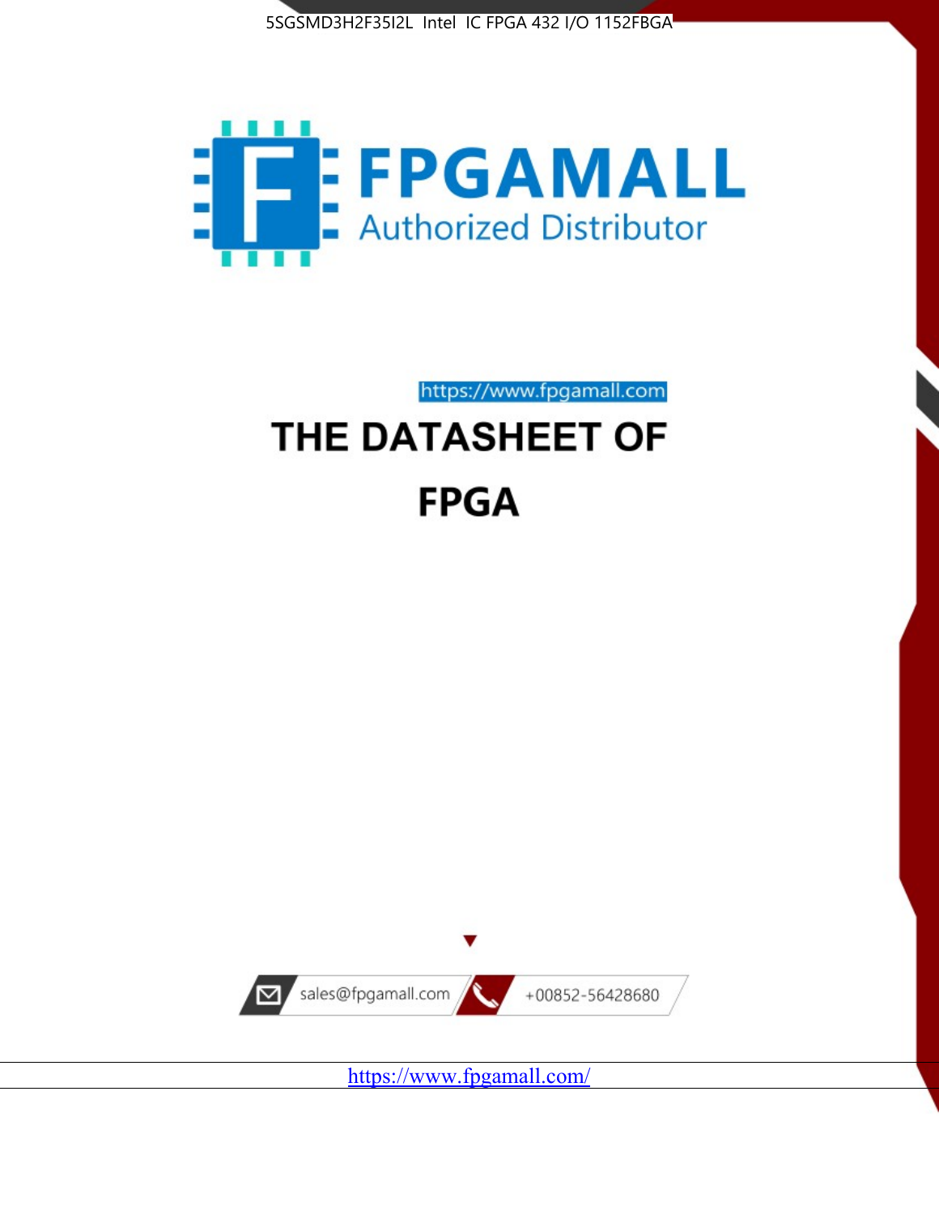5SGSMD3H2F35I2L Intel IC FPGA 432 I/O 1152FBGA

FPGAMALL

Authorized Distributor

https://www.fpgamall.com

# THE DATASHEET OF

# FPGA

sales@fpgamall.com

+00852-56428680

https://www.fpgamall.com/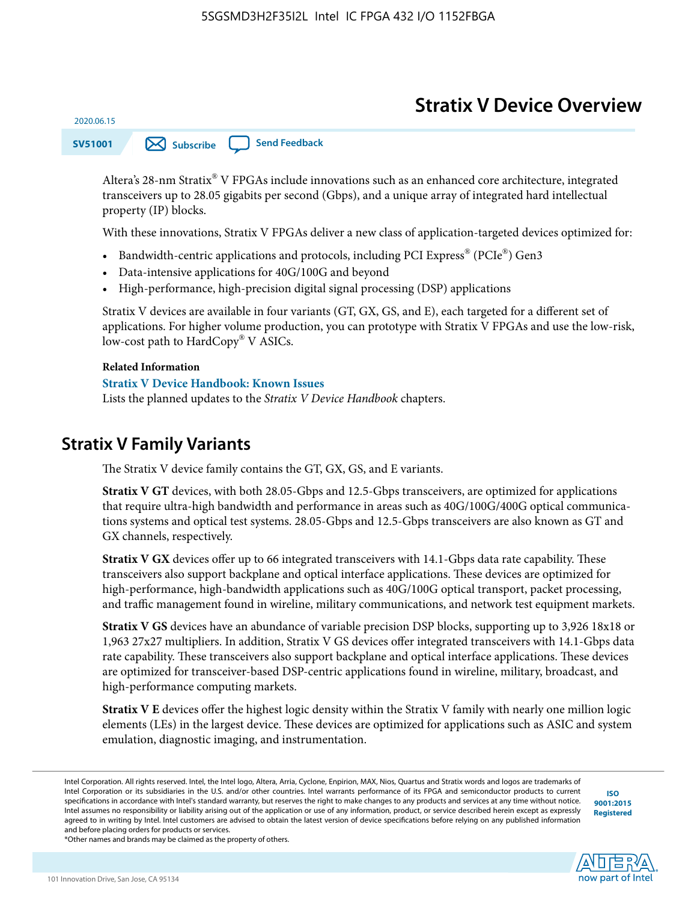# Stratix V Device Overview

2020.06.15

SV51001

Altera's 28-nm Stratix® V FPGAs include innovations such as an enhanced core architecture, integrated transceivers up to 28.05 gigabits per second (Gbps), and a unique array of integrated hard intellectual property (IP) blocks.

With these innovations, Stratix V FPGAs deliver a new class of application-targeted devices optimized for:

- Bandwidth-centric applications and protocols, including PCI Express® (PCIe®) Gen3
- Data-intensive applications for 40G/100G and beyond
- High-performance, high-precision digital signal processing (DSP) applications

Stratix V devices are available in four variants (GT, GX, GS, and E), each targeted for a different set of applications. For higher volume production, you can prototype with Stratix V FPGAs and use the low-risk, low-cost path to HardCopy® V ASICs.

**Related Information**

**Stratix V Device Handbook: Known Issues**

Lists the planned updates to the *Stratix V Device Handbook* chapters.

## Stratix V Family Variants

The Stratix V device family contains the GT, GX, GS, and E variants.

**Stratix V GT** devices, with both 28.05-Gbps and 12.5-Gbps transceivers, are optimized for applications that require ultra-high bandwidth and performance in areas such as 40G/100G/400G optical communications systems and optical test systems. 28.05-Gbps and 12.5-Gbps transceivers are also known as GT and GX channels, respectively.

**Stratix V GX** devices offer up to 66 integrated transceivers with 14.1-Gbps data rate capability. These transceivers also support backplane and optical interface applications. These devices are optimized for high-performance, high-bandwidth applications such as 40G/100G optical transport, packet processing, and traffic management found in wireline, military communications, and network test equipment markets.

**Stratix V GS** devices have an abundance of variable precision DSP blocks, supporting up to 3,926 18x18 or 1,963 27x27 multipliers. In addition, Stratix V GS devices offer integrated transceivers with 14.1-Gbps data rate capability. These transceivers also support backplane and optical interface applications. These devices are optimized for transceiver-based DSP-centric applications found in wireline, military, broadcast, and high-performance computing markets.

**Stratix V E** devices offer the highest logic density within the Stratix V family with nearly one million logic elements (LEs) in the largest device. These devices are optimized for applications such as ASIC and system emulation, diagnostic imaging, and instrumentation.

Intel Corporation. All rights reserved. Intel, the Intel logo, Altera, Arria, Cyclone, Enpirion, MAX, Nios, Quartus and Stratix words and logos are trademarks of Intel Corporation or its subsidiaries in the U.S. and/or other countries. Intel warrants performance of its FPGA and semiconductor products to current specifications in accordance with Intel's standard warranty, but reserves the right to make changes to any products and services at any time without notice. Intel assumes no responsibility or liability arising out of the application or use of any information, product, or service described herein except as expressly agreed to in writing by Intel. Intel customers are advised to obtain the latest version of device specifications before relying on any published information and before placing orders for products or services.

*Other names and brands may be claimed as the property of others.

ISO 9001:2015 Registered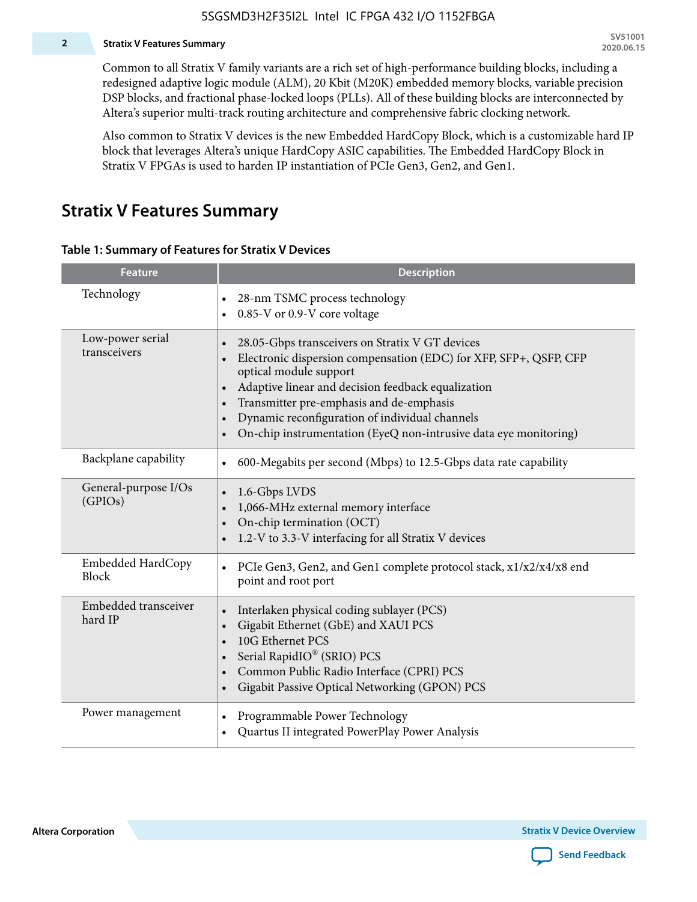Common to all Stratix V family variants are a rich set of high-performance building blocks, including a redesigned adaptive logic module (ALM), 20 Kbit (M20K) embedded memory blocks, variable precision DSP blocks, and fractional phase-locked loops (PLLs). All of these building blocks are interconnected by Altera's superior multi-track routing architecture and comprehensive fabric clocking network.

Also common to Stratix V devices is the new Embedded HardCopy Block, which is a customizable hard IP block that leverages Altera's unique HardCopy ASIC capabilities. The Embedded HardCopy Block in Stratix V FPGAs is used to harden IP instantiation of PCIe Gen3, Gen2, and Gen1.

## Stratix V Features Summary

**Table 1: Summary of Features for Stratix V Devices**

| Feature | Description |
|---|---|
| Technology | • 28-nm TSMC process technology<br>• 0.85-V or 0.9-V core voltage |
| Low-power serial transceivers | • 28.05-Gbps transceivers on Stratix V GT devices<br>• Electronic dispersion compensation (EDC) for XFP, SFP+, QSFP, CFP optical module support<br>• Adaptive linear and decision feedback equalization<br>• Transmitter pre-emphasis and de-emphasis<br>• Dynamic reconfiguration of individual channels<br>• On-chip instrumentation (EyeQ non-intrusive data eye monitoring) |
| Backplane capability | • 600-Megabits per second (Mbps) to 12.5-Gbps data rate capability |
| General-purpose I/Os (GPIOs) | • 1.6-Gbps LVDS<br>• 1,066-MHz external memory interface<br>• On-chip termination (OCT)<br>• 1.2-V to 3.3-V interfacing for all Stratix V devices |
| Embedded HardCopy Block | • PCIe Gen3, Gen2, and Gen1 complete protocol stack, x1/x2/x4/x8 end point and root port |
| Embedded transceiver hard IP | • Interlaken physical coding sublayer (PCS)<br>• Gigabit Ethernet (GbE) and XAUI PCS<br>• 10G Ethernet PCS<br>• Serial RapidIO® (SRIO) PCS<br>• Common Public Radio Interface (CPRI) PCS<br>• Gigabit Passive Optical Networking (GPON) PCS |
| Power management | • Programmable Power Technology<br>• Quartus II integrated PowerPlay Power Analysis |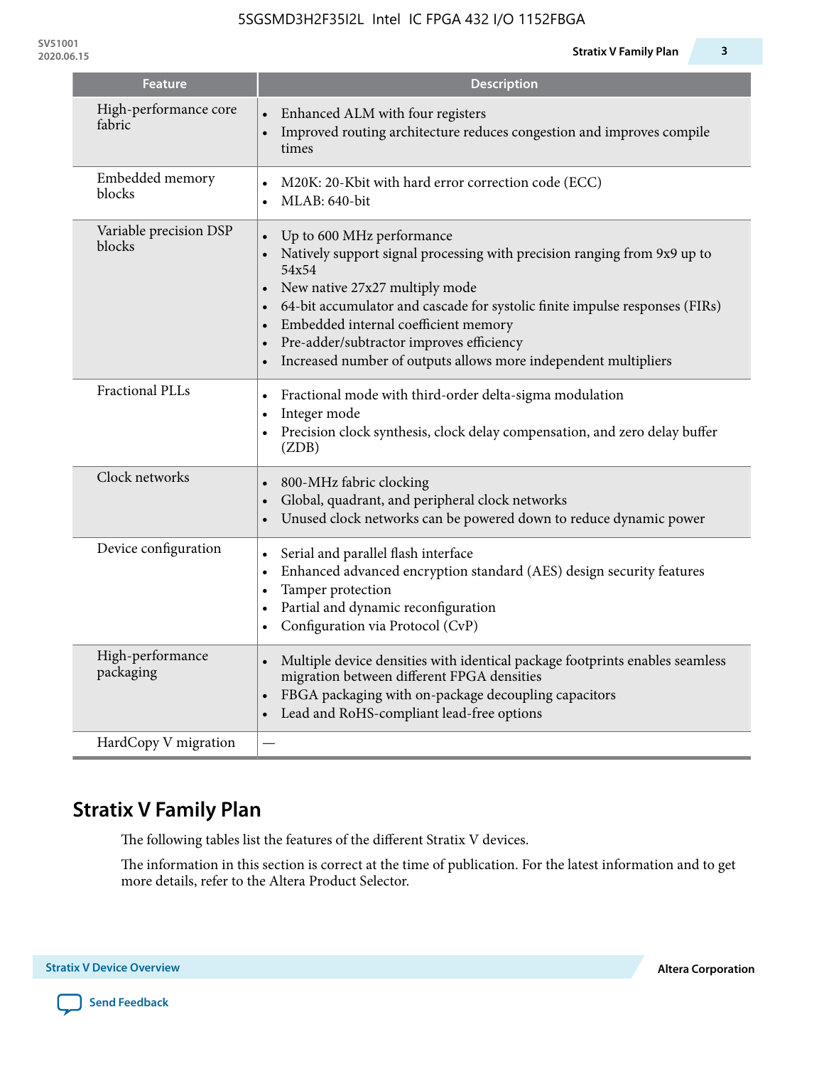| Feature | Description |
|---|---|
| High-performance core fabric | • Enhanced ALM with four registers<br>• Improved routing architecture reduces congestion and improves compile times |
| Embedded memory blocks | • M20K: 20-Kbit with hard error correction code (ECC)<br>• MLAB: 640-bit |
| Variable precision DSP blocks | • Up to 600 MHz performance<br>• Natively support signal processing with precision ranging from 9x9 up to 54x54<br>• New native 27x27 multiply mode<br>• 64-bit accumulator and cascade for systolic finite impulse responses (FIRs)<br>• Embedded internal coefficient memory<br>• Pre-adder/subtractor improves efficiency<br>• Increased number of outputs allows more independent multipliers |
| Fractional PLLs | • Fractional mode with third-order delta-sigma modulation<br>• Integer mode<br>• Precision clock synthesis, clock delay compensation, and zero delay buffer (ZDB) |
| Clock networks | • 800-MHz fabric clocking<br>• Global, quadrant, and peripheral clock networks<br>• Unused clock networks can be powered down to reduce dynamic power |
| Device configuration | • Serial and parallel flash interface<br>• Enhanced advanced encryption standard (AES) design security features<br>• Tamper protection<br>• Partial and dynamic reconfiguration<br>• Configuration via Protocol (CvP) |
| High-performance packaging | • Multiple device densities with identical package footprints enables seamless migration between different FPGA densities<br>• FBGA packaging with on-package decoupling capacitors<br>• Lead and RoHS-compliant lead-free options |
| HardCopy V migration | — |

## Stratix V Family Plan

The following tables list the features of the different Stratix V devices.

The information in this section is correct at the time of publication. For the latest information and to get more details, refer to the Altera Product Selector.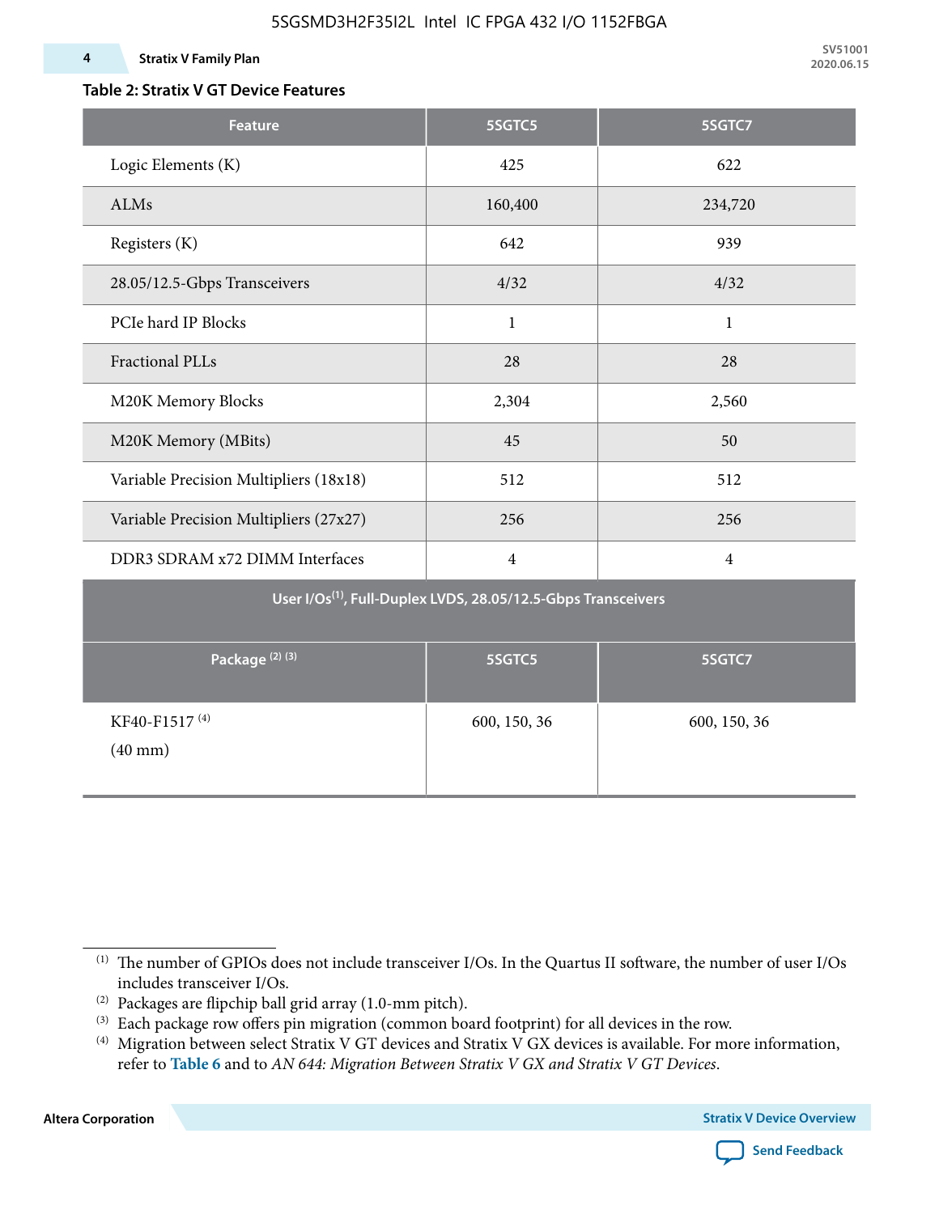**Table 2: Stratix V GT Device Features**

| Feature | 5SGTC5 | 5SGTC7 |
|---|---|---|
| Logic Elements (K) | 425 | 622 |
| ALMs | 160,400 | 234,720 |
| Registers (K) | 642 | 939 |
| 28.05/12.5-Gbps Transceivers | 4/32 | 4/32 |
| PCIe hard IP Blocks | 1 | 1 |
| Fractional PLLs | 28 | 28 |
| M20K Memory Blocks | 2,304 | 2,560 |
| M20K Memory (MBits) | 45 | 50 |
| Variable Precision Multipliers (18x18) | 512 | 512 |
| Variable Precision Multipliers (27x27) | 256 | 256 |
| DDR3 SDRAM x72 DIMM Interfaces | 4 | 4 |
| **User I/Os[1], Full-Duplex LVDS, 28.05/12.5-Gbps Transceivers** | | |
| **Package [2] [3]** | **5SGTC5** | **5SGTC7** |
| KF40-F1517 [4] (40 mm) | 600, 150, 36 | 600, 150, 36 |

[1] The number of GPIOs does not include transceiver I/Os. In the Quartus II software, the number of user I/Os includes transceiver I/Os.

[2] Packages are flipchip ball grid array (1.0-mm pitch).

[3] Each package row offers pin migration (common board footprint) for all devices in the row.

[4] Migration between select Stratix V GT devices and Stratix V GX devices is available. For more information, refer to **Table 6** and to *AN 644: Migration Between Stratix V GX and Stratix V GT Devices*.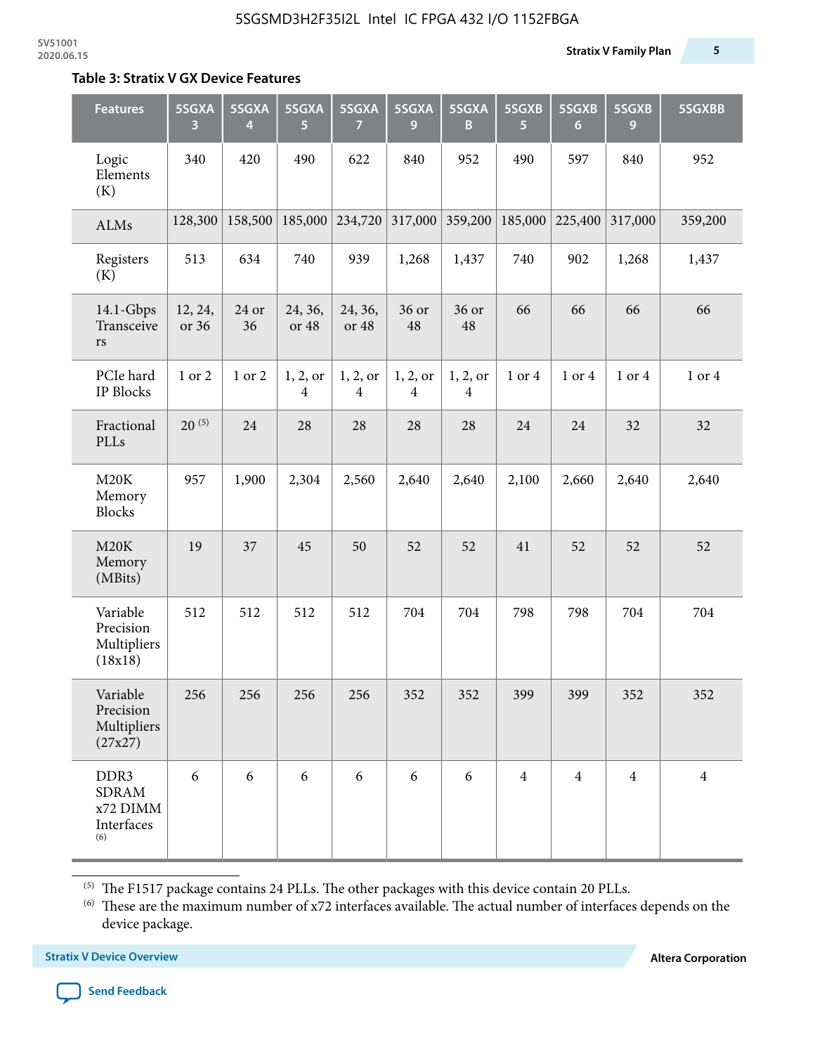## Table 3: Stratix V GX Device Features

| Features | 5SGXA 3 | 5SGXA 4 | 5SGXA 5 | 5SGXA 7 | 5SGXA 9 | 5SGXA B | 5SGXB 5 | 5SGXB 6 | 5SGXB 9 | 5SGXBB |
|---|---|---|---|---|---|---|---|---|---|---|
| Logic Elements (K) | 340 | 420 | 490 | 622 | 840 | 952 | 490 | 597 | 840 | 952 |
| ALMs | 128,300 | 158,500 | 185,000 | 234,720 | 317,000 | 359,200 | 185,000 | 225,400 | 317,000 | 359,200 |
| Registers (K) | 513 | 634 | 740 | 939 | 1,268 | 1,437 | 740 | 902 | 1,268 | 1,437 |
| 14.1-Gbps Transceivers | 12, 24, or 36 | 24 or 36 | 24, 36, or 48 | 24, 36, or 48 | 36 or 48 | 36 or 48 | 66 | 66 | 66 | 66 |
| PCIe hard IP Blocks | 1 or 2 | 1 or 2 | 1, 2, or 4 | 1, 2, or 4 | 1, 2, or 4 | 1, 2, or 4 | 1 or 4 | 1 or 4 | 1 or 4 | 1 or 4 |
| Fractional PLLs | 20 [5] | 24 | 28 | 28 | 28 | 28 | 24 | 24 | 32 | 32 |
| M20K Memory Blocks | 957 | 1,900 | 2,304 | 2,560 | 2,640 | 2,640 | 2,100 | 2,660 | 2,640 | 2,640 |
| M20K Memory (MBits) | 19 | 37 | 45 | 50 | 52 | 52 | 41 | 52 | 52 | 52 |
| Variable Precision Multipliers (18x18) | 512 | 512 | 512 | 512 | 704 | 704 | 798 | 798 | 704 | 704 |
| Variable Precision Multipliers (27x27) | 256 | 256 | 256 | 256 | 352 | 352 | 399 | 399 | 352 | 352 |
| DDR3 SDRAM x72 DIMM Interfaces [6] | 6 | 6 | 6 | 6 | 6 | 6 | 4 | 4 | 4 | 4 |

[5] The F1517 package contains 24 PLLs. The other packages with this device contain 20 PLLs.

[6] These are the maximum number of x72 interfaces available. The actual number of interfaces depends on the device package.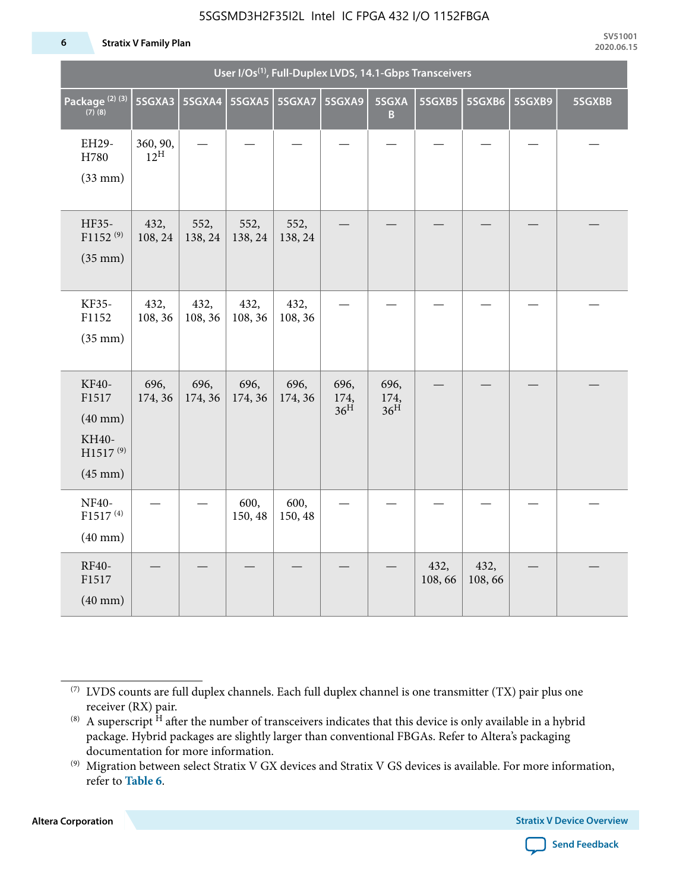| User I/Os(1), Full-Duplex LVDS, 14.1-Gbps Transceivers | | | | | | | | | | |
|---|---|---|---|---|---|---|---|---|---|---|
| Package (2) (3) (7) (8) | 5SGXA3 | 5SGXA4 | 5SGXA5 | 5SGXA7 | 5SGXA9 | 5SGXAB | 5SGXB5 | 5SGXB6 | 5SGXB9 | 5SGXBB |
| EH29-H780 (33 mm) | 360, 90, 12H | — | — | — | — | — | — | — | — | — |
| HF35-F1152 (9) (35 mm) | 432, 108, 24 | 552, 138, 24 | 552, 138, 24 | 552, 138, 24 | — | — | — | — | — | — |
| KF35-F1152 (35 mm) | 432, 108, 36 | 432, 108, 36 | 432, 108, 36 | 432, 108, 36 | — | — | — | — | — | — |
| KF40-F1517 (40 mm) KH40-H1517 (9) (45 mm) | 696, 174, 36 | 696, 174, 36 | 696, 174, 36 | 696, 174, 36 | 696, 174, 36H | 696, 174, 36H | — | — | — | — |
| NF40-F1517 (4) (40 mm) | — | — | 600, 150, 48 | 600, 150, 48 | — | — | — | — | — | — |
| RF40-F1517 (40 mm) | — | — | — | — | — | — | 432, 108, 66 | 432, 108, 66 | — | — |

(7) LVDS counts are full duplex channels. Each full duplex channel is one transmitter (TX) pair plus one receiver (RX) pair.

(8) A superscript H after the number of transceivers indicates that this device is only available in a hybrid package. Hybrid packages are slightly larger than conventional FBGAs. Refer to Altera's packaging documentation for more information.

(9) Migration between select Stratix V GX devices and Stratix V GS devices is available. For more information, refer to **Table 6**.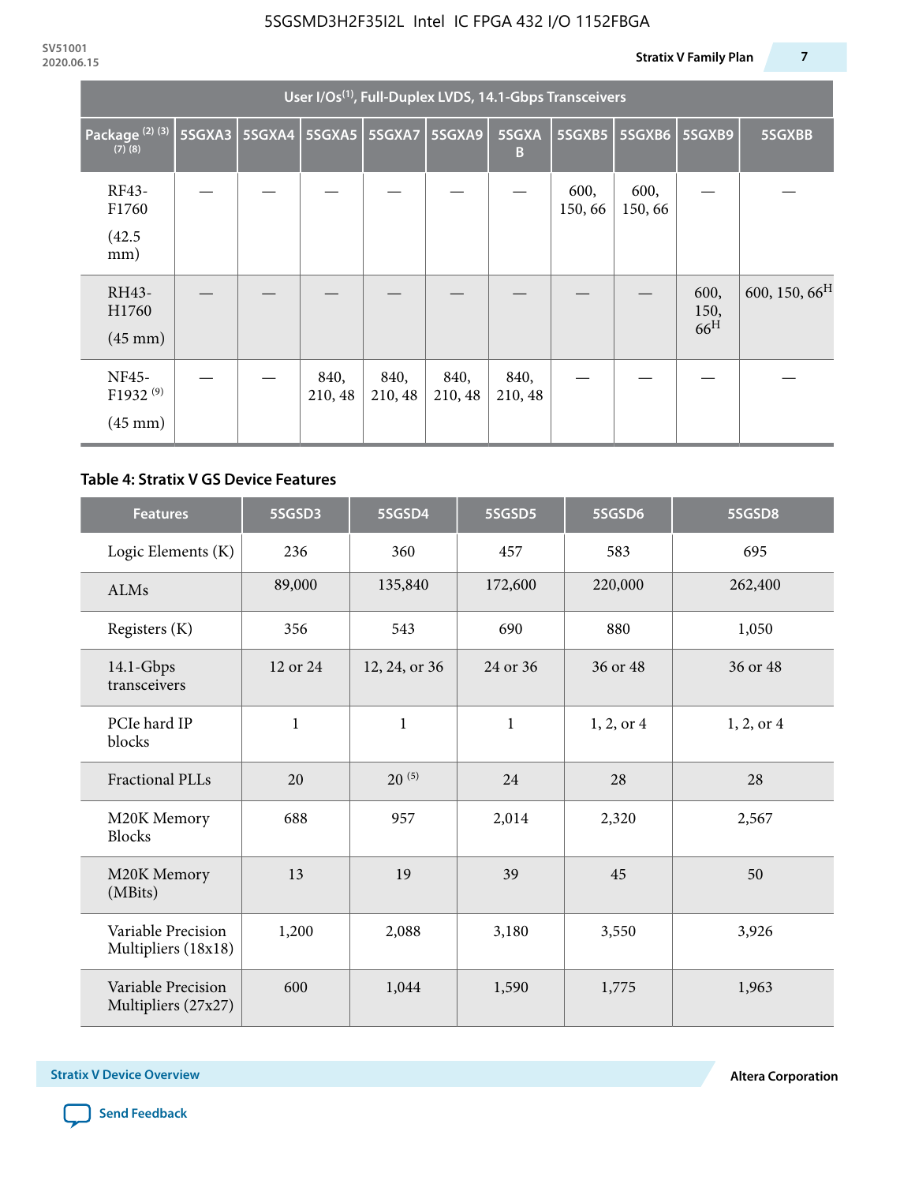| User I/Os(1), Full-Duplex LVDS, 14.1-Gbps Transceivers | | | | | | | | | | |
|---|---|---|---|---|---|---|---|---|---|---|
| Package (2) (3) (7) (8) | 5SGXA3 | 5SGXA4 | 5SGXA5 | 5SGXA7 | 5SGXA9 | 5SGXA B | 5SGXB5 | 5SGXB6 | 5SGXB9 | 5SGXBB |
| RF43-F1760 (42.5 mm) | — | — | — | — | — | — | 600, 150, 66 | 600, 150, 66 | — | — |
| RH43-H1760 (45 mm) | — | — | — | — | — | — | — | — | 600, 150, 66H | 600, 150, 66H |
| NF45-F1932 (9) (45 mm) | — | — | 840, 210, 48 | 840, 210, 48 | 840, 210, 48 | 840, 210, 48 | — | — | — | — |

### Table 4: Stratix V GS Device Features

| Features | 5SGSD3 | 5SGSD4 | 5SGSD5 | 5SGSD6 | 5SGSD8 |
|---|---|---|---|---|---|
| Logic Elements (K) | 236 | 360 | 457 | 583 | 695 |
| ALMs | 89,000 | 135,840 | 172,600 | 220,000 | 262,400 |
| Registers (K) | 356 | 543 | 690 | 880 | 1,050 |
| 14.1-Gbps transceivers | 12 or 24 | 12, 24, or 36 | 24 or 36 | 36 or 48 | 36 or 48 |
| PCIe hard IP blocks | 1 | 1 | 1 | 1, 2, or 4 | 1, 2, or 4 |
| Fractional PLLs | 20 | 20 (5) | 24 | 28 | 28 |
| M20K Memory Blocks | 688 | 957 | 2,014 | 2,320 | 2,567 |
| M20K Memory (MBits) | 13 | 19 | 39 | 45 | 50 |
| Variable Precision Multipliers (18x18) | 1,200 | 2,088 | 3,180 | 3,550 | 3,926 |
| Variable Precision Multipliers (27x27) | 600 | 1,044 | 1,590 | 1,775 | 1,963 |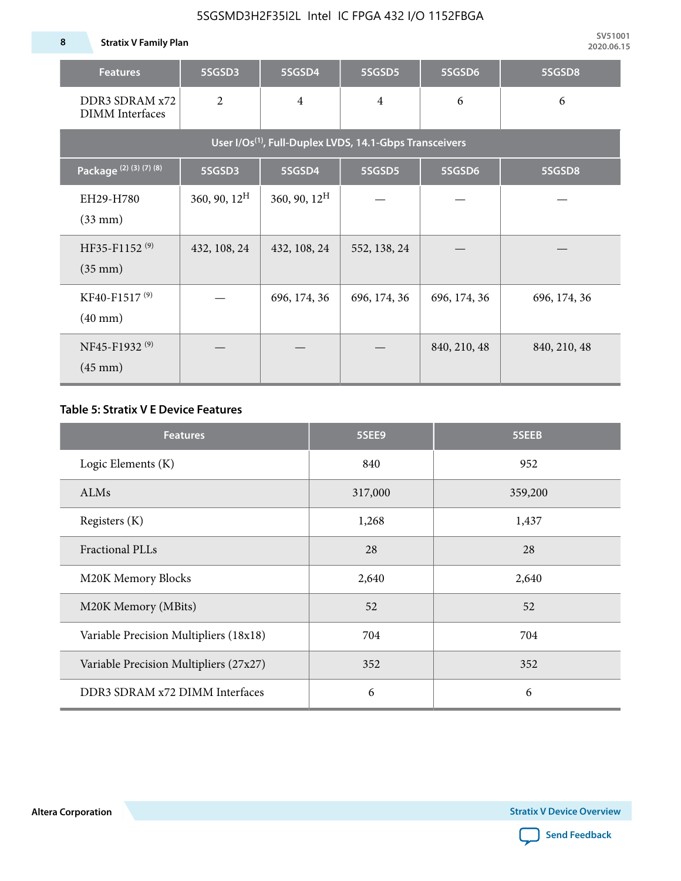| Features | 5SGSD3 | 5SGSD4 | 5SGSD5 | 5SGSD6 | 5SGSD8 |
|---|---|---|---|---|---|
| DDR3 SDRAM x72 DIMM Interfaces | 2 | 4 | 4 | 6 | 6 |
| User I/Os[1], Full-Duplex LVDS, 14.1-Gbps Transceivers | | | | | |
| Package [2] [3] [7] [8] | 5SGSD3 | 5SGSD4 | 5SGSD5 | 5SGSD6 | 5SGSD8 |
| EH29-H780 (33 mm) | 360, 90, 12[H] | 360, 90, 12[H] | — | — | — |
| HF35-F1152 [9] (35 mm) | 432, 108, 24 | 432, 108, 24 | 552, 138, 24 | — | — |
| KF40-F1517 [9] (40 mm) | — | 696, 174, 36 | 696, 174, 36 | 696, 174, 36 | 696, 174, 36 |
| NF45-F1932 [9] (45 mm) | — | — | — | 840, 210, 48 | 840, 210, 48 |

**Table 5: Stratix V E Device Features**

| Features | 5SEE9 | 5SEEB |
|---|---|---|
| Logic Elements (K) | 840 | 952 |
| ALMs | 317,000 | 359,200 |
| Registers (K) | 1,268 | 1,437 |
| Fractional PLLs | 28 | 28 |
| M20K Memory Blocks | 2,640 | 2,640 |
| M20K Memory (MBits) | 52 | 52 |
| Variable Precision Multipliers (18x18) | 704 | 704 |
| Variable Precision Multipliers (27x27) | 352 | 352 |
| DDR3 SDRAM x72 DIMM Interfaces | 6 | 6 |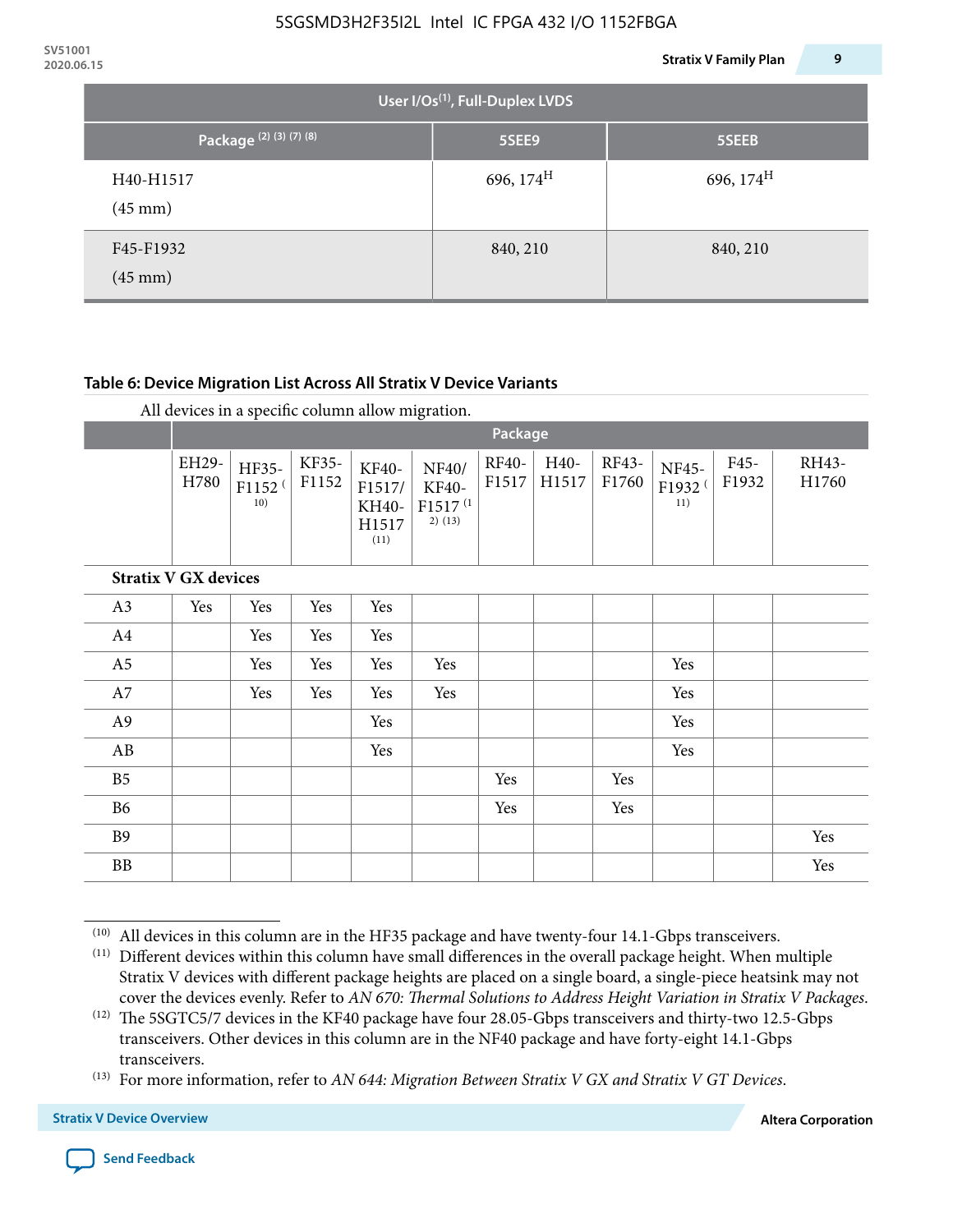| User I/Os(1), Full-Duplex LVDS | | |
|---|---|---|
| Package (2) (3) (7) (8) | 5SEE9 | 5SEEB |
| H40-H1517 (45 mm) | 696, 174H | 696, 174H |
| F45-F1932 (45 mm) | 840, 210 | 840, 210 |

**Table 6: Device Migration List Across All Stratix V Device Variants**

All devices in a specific column allow migration.

| | Package | | | | | | | | | | |
|---|---|---|---|---|---|---|---|---|---|---|---|
| | EH29-H780 | HF35-F1152 (10) | KF35-F1152 | KF40-F1517/ KH40-H1517 (11) | NF40/ KF40-F1517 (12) (13) | RF40-F1517 | H40-H1517 | RF43-F1760 | NF45-F1932 (11) | F45-F1932 | RH43-H1760 |
| **Stratix V GX devices** | | | | | | | | | | | |
| A3 | Yes | Yes | Yes | Yes | | | | | | | |
| A4 | | Yes | Yes | Yes | | | | | | | |
| A5 | | Yes | Yes | Yes | Yes | | | | Yes | | |
| A7 | | Yes | Yes | Yes | Yes | | | | Yes | | |
| A9 | | | | Yes | | | | | Yes | | |
| AB | | | | Yes | | | | | Yes | | |
| B5 | | | | | | Yes | | Yes | | | |
| B6 | | | | | | Yes | | Yes | | | |
| B9 | | | | | | | | | | | Yes |
| BB | | | | | | | | | | | Yes |

(10) All devices in this column are in the HF35 package and have twenty-four 14.1-Gbps transceivers.

(11) Different devices within this column have small differences in the overall package height. When multiple Stratix V devices with different package heights are placed on a single board, a single-piece heatsink may not cover the devices evenly. Refer to *AN 670: Thermal Solutions to Address Height Variation in Stratix V Packages*.

(12) The 5SGTC5/7 devices in the KF40 package have four 28.05-Gbps transceivers and thirty-two 12.5-Gbps transceivers. Other devices in this column are in the NF40 package and have forty-eight 14.1-Gbps transceivers.

(13) For more information, refer to *AN 644: Migration Between Stratix V GX and Stratix V GT Devices*.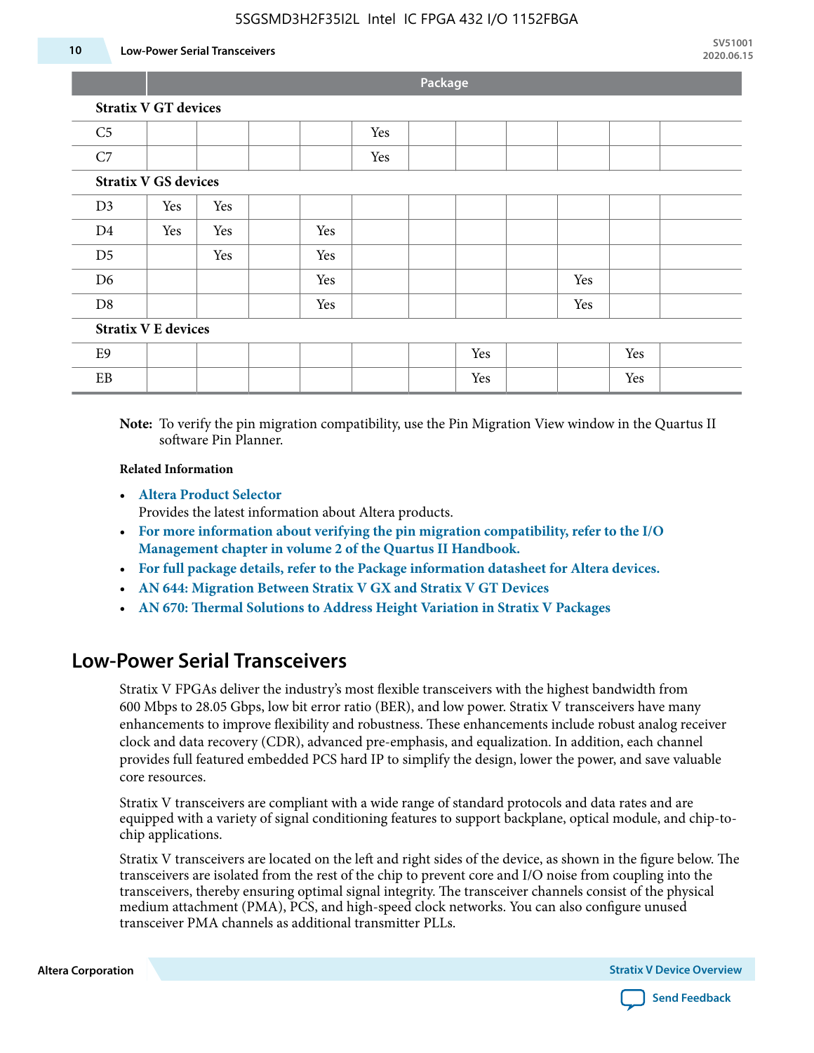|  | Package |  |  |  |  |  |  |  |  |  |  |
|---|---|---|---|---|---|---|---|---|---|---|---|
| **Stratix V GT devices** |  |  |  |  |  |  |  |  |  |  |  |
| C5 |  |  |  |  | Yes |  |  |  |  |  |  |
| C7 |  |  |  |  | Yes |  |  |  |  |  |  |
| **Stratix V GS devices** |  |  |  |  |  |  |  |  |  |  |  |
| D3 | Yes | Yes |  |  |  |  |  |  |  |  |  |
| D4 | Yes | Yes |  | Yes |  |  |  |  |  |  |  |
| D5 |  | Yes |  | Yes |  |  |  |  |  |  |  |
| D6 |  |  |  | Yes |  |  |  |  | Yes |  |  |
| D8 |  |  |  | Yes |  |  |  |  | Yes |  |  |
| **Stratix V E devices** |  |  |  |  |  |  |  |  |  |  |  |
| E9 |  |  |  |  |  |  | Yes |  |  | Yes |  |
| EB |  |  |  |  |  |  | Yes |  |  | Yes |  |

**Note:** To verify the pin migration compatibility, use the Pin Migration View window in the Quartus II software Pin Planner.

**Related Information**

- **Altera Product Selector**
  Provides the latest information about Altera products.
- **For more information about verifying the pin migration compatibility, refer to the I/O Management chapter in volume 2 of the Quartus II Handbook.**
- **For full package details, refer to the Package information datasheet for Altera devices.**
- **AN 644: Migration Between Stratix V GX and Stratix V GT Devices**
- **AN 670: Thermal Solutions to Address Height Variation in Stratix V Packages**

## Low-Power Serial Transceivers

Stratix V FPGAs deliver the industry's most flexible transceivers with the highest bandwidth from 600 Mbps to 28.05 Gbps, low bit error ratio (BER), and low power. Stratix V transceivers have many enhancements to improve flexibility and robustness. These enhancements include robust analog receiver clock and data recovery (CDR), advanced pre-emphasis, and equalization. In addition, each channel provides full featured embedded PCS hard IP to simplify the design, lower the power, and save valuable core resources.

Stratix V transceivers are compliant with a wide range of standard protocols and data rates and are equipped with a variety of signal conditioning features to support backplane, optical module, and chip-to-chip applications.

Stratix V transceivers are located on the left and right sides of the device, as shown in the figure below. The transceivers are isolated from the rest of the chip to prevent core and I/O noise from coupling into the transceivers, thereby ensuring optimal signal integrity. The transceiver channels consist of the physical medium attachment (PMA), PCS, and high-speed clock networks. You can also configure unused transceiver PMA channels as additional transmitter PLLs.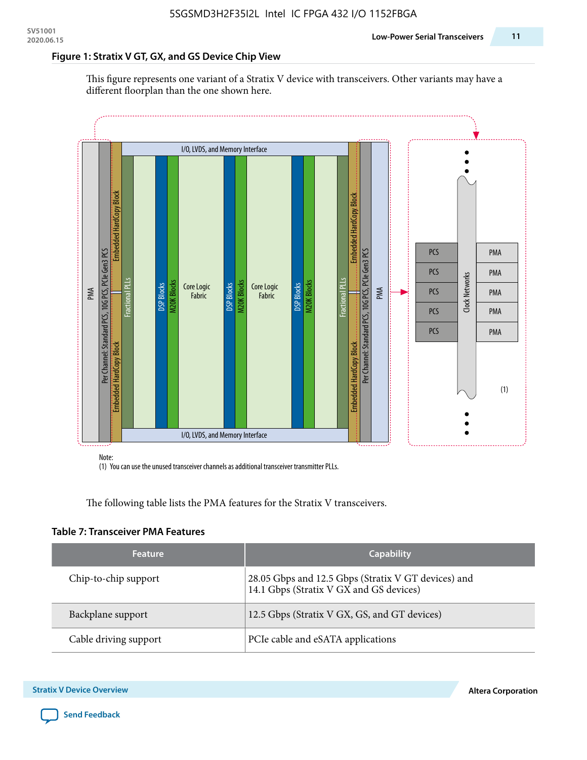### Figure 1: Stratix V GT, GX, and GS Device Chip View

This figure represents one variant of a Stratix V device with transceivers. Other variants may have a different floorplan than the one shown here.

Note:

(1) You can use the unused transceiver channels as additional transceiver transmitter PLLs.

The following table lists the PMA features for the Stratix V transceivers.

### Table 7: Transceiver PMA Features

| Feature | Capability |
|---|---|
| Chip-to-chip support | 28.05 Gbps and 12.5 Gbps (Stratix V GT devices) and 14.1 Gbps (Stratix V GX and GS devices) |
| Backplane support | 12.5 Gbps (Stratix V GX, GS, and GT devices) |
| Cable driving support | PCIe cable and eSATA applications |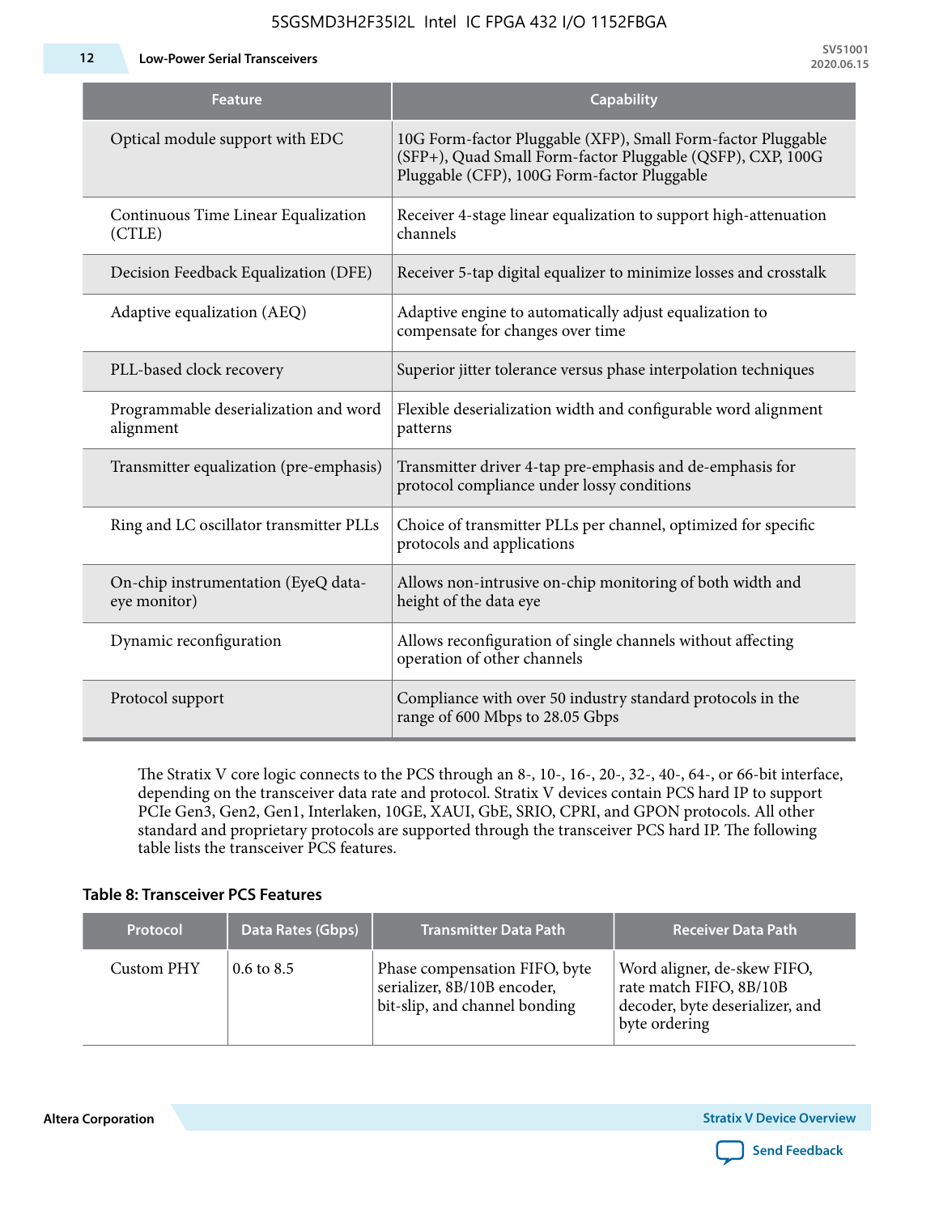| Feature | Capability |
| --- | --- |
| Optical module support with EDC | 10G Form-factor Pluggable (XFP), Small Form-factor Pluggable (SFP+), Quad Small Form-factor Pluggable (QSFP), CXP, 100G Pluggable (CFP), 100G Form-factor Pluggable |
| Continuous Time Linear Equalization (CTLE) | Receiver 4-stage linear equalization to support high-attenuation channels |
| Decision Feedback Equalization (DFE) | Receiver 5-tap digital equalizer to minimize losses and crosstalk |
| Adaptive equalization (AEQ) | Adaptive engine to automatically adjust equalization to compensate for changes over time |
| PLL-based clock recovery | Superior jitter tolerance versus phase interpolation techniques |
| Programmable deserialization and word alignment | Flexible deserialization width and configurable word alignment patterns |
| Transmitter equalization (pre-emphasis) | Transmitter driver 4-tap pre-emphasis and de-emphasis for protocol compliance under lossy conditions |
| Ring and LC oscillator transmitter PLLs | Choice of transmitter PLLs per channel, optimized for specific protocols and applications |
| On-chip instrumentation (EyeQ data-eye monitor) | Allows non-intrusive on-chip monitoring of both width and height of the data eye |
| Dynamic reconfiguration | Allows reconfiguration of single channels without affecting operation of other channels |
| Protocol support | Compliance with over 50 industry standard protocols in the range of 600 Mbps to 28.05 Gbps |

The Stratix V core logic connects to the PCS through an 8-, 10-, 16-, 20-, 32-, 40-, 64-, or 66-bit interface, depending on the transceiver data rate and protocol. Stratix V devices contain PCS hard IP to support PCIe Gen3, Gen2, Gen1, Interlaken, 10GE, XAUI, GbE, SRIO, CPRI, and GPON protocols. All other standard and proprietary protocols are supported through the transceiver PCS hard IP. The following table lists the transceiver PCS features.

**Table 8: Transceiver PCS Features**

| Protocol | Data Rates (Gbps) | Transmitter Data Path | Receiver Data Path |
| --- | --- | --- | --- |
| Custom PHY | 0.6 to 8.5 | Phase compensation FIFO, byte serializer, 8B/10B encoder, bit-slip, and channel bonding | Word aligner, de-skew FIFO, rate match FIFO, 8B/10B decoder, byte deserializer, and byte ordering |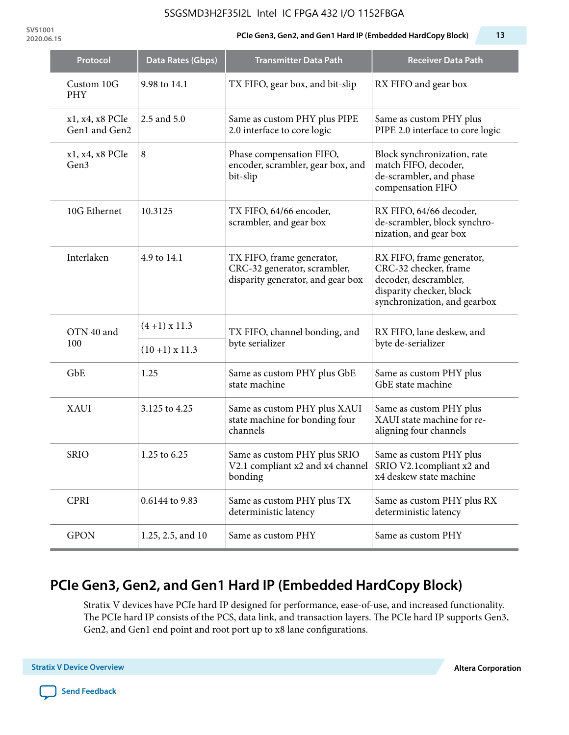| Protocol | Data Rates (Gbps) | Transmitter Data Path | Receiver Data Path |
|---|---|---|---|
| Custom 10G PHY | 9.98 to 14.1 | TX FIFO, gear box, and bit-slip | RX FIFO and gear box |
| x1, x4, x8 PCIe Gen1 and Gen2 | 2.5 and 5.0 | Same as custom PHY plus PIPE 2.0 interface to core logic | Same as custom PHY plus PIPE 2.0 interface to core logic |
| x1, x4, x8 PCIe Gen3 | 8 | Phase compensation FIFO, encoder, scrambler, gear box, and bit-slip | Block synchronization, rate match FIFO, decoder, de-scrambler, and phase compensation FIFO |
| 10G Ethernet | 10.3125 | TX FIFO, 64/66 encoder, scrambler, and gear box | RX FIFO, 64/66 decoder, de-scrambler, block synchro-nization, and gear box |
| Interlaken | 4.9 to 14.1 | TX FIFO, frame generator, CRC-32 generator, scrambler, disparity generator, and gear box | RX FIFO, frame generator, CRC-32 checker, frame decoder, descrambler, disparity checker, block synchronization, and gearbox |
| OTN 40 and 100 | (4 +1) x 11.3 | TX FIFO, channel bonding, and byte serializer | RX FIFO, lane deskew, and byte de-serializer |
| | (10 +1) x 11.3 | | |
| GbE | 1.25 | Same as custom PHY plus GbE state machine | Same as custom PHY plus GbE state machine |
| XAUI | 3.125 to 4.25 | Same as custom PHY plus XAUI state machine for bonding four channels | Same as custom PHY plus XAUI state machine for re-aligning four channels |
| SRIO | 1.25 to 6.25 | Same as custom PHY plus SRIO V2.1 compliant x2 and x4 channel bonding | Same as custom PHY plus SRIO V2.1compliant x2 and x4 deskew state machine |
| CPRI | 0.6144 to 9.83 | Same as custom PHY plus TX deterministic latency | Same as custom PHY plus RX deterministic latency |
| GPON | 1.25, 2.5, and 10 | Same as custom PHY | Same as custom PHY |

## PCIe Gen3, Gen2, and Gen1 Hard IP (Embedded HardCopy Block)

Stratix V devices have PCIe hard IP designed for performance, ease-of-use, and increased functionality. The PCIe hard IP consists of the PCS, data link, and transaction layers. The PCIe hard IP supports Gen3, Gen2, and Gen1 end point and root port up to x8 lane configurations.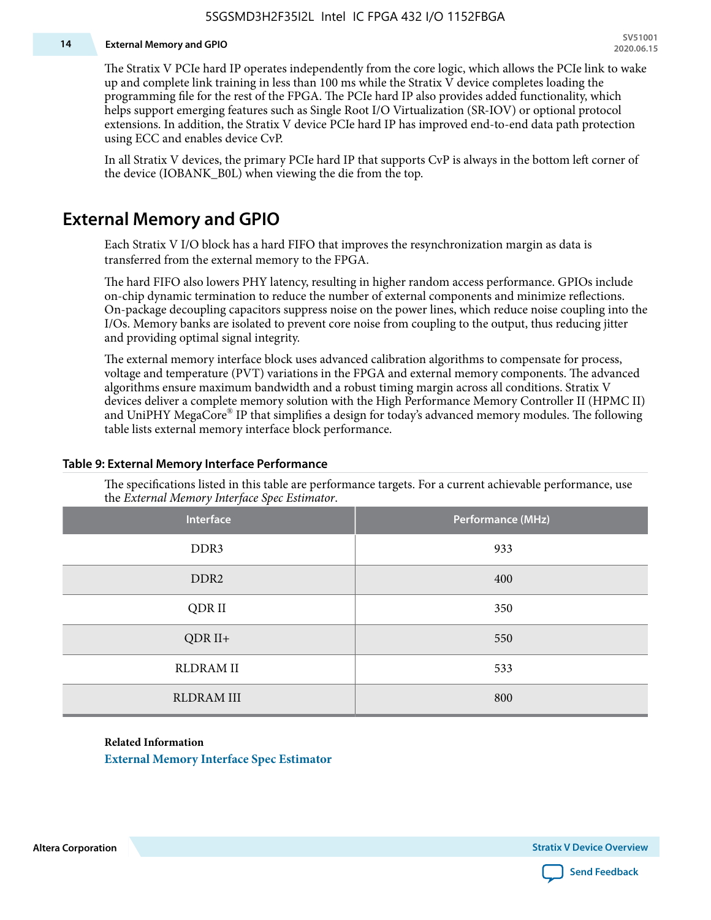The Stratix V PCIe hard IP operates independently from the core logic, which allows the PCIe link to wake up and complete link training in less than 100 ms while the Stratix V device completes loading the programming file for the rest of the FPGA. The PCIe hard IP also provides added functionality, which helps support emerging features such as Single Root I/O Virtualization (SR-IOV) or optional protocol extensions. In addition, the Stratix V device PCIe hard IP has improved end-to-end data path protection using ECC and enables device CvP.

In all Stratix V devices, the primary PCIe hard IP that supports CvP is always in the bottom left corner of the device (IOBANK_B0L) when viewing the die from the top.

## External Memory and GPIO

Each Stratix V I/O block has a hard FIFO that improves the resynchronization margin as data is transferred from the external memory to the FPGA.

The hard FIFO also lowers PHY latency, resulting in higher random access performance. GPIOs include on-chip dynamic termination to reduce the number of external components and minimize reflections. On-package decoupling capacitors suppress noise on the power lines, which reduce noise coupling into the I/Os. Memory banks are isolated to prevent core noise from coupling to the output, thus reducing jitter and providing optimal signal integrity.

The external memory interface block uses advanced calibration algorithms to compensate for process, voltage and temperature (PVT) variations in the FPGA and external memory components. The advanced algorithms ensure maximum bandwidth and a robust timing margin across all conditions. Stratix V devices deliver a complete memory solution with the High Performance Memory Controller II (HPMC II) and UniPHY MegaCore® IP that simplifies a design for today's advanced memory modules. The following table lists external memory interface block performance.

**Table 9: External Memory Interface Performance**

The specifications listed in this table are performance targets. For a current achievable performance, use the *External Memory Interface Spec Estimator*.

| Interface | Performance (MHz) |
|---|---|
| DDR3 | 933 |
| DDR2 | 400 |
| QDR II | 350 |
| QDR II+ | 550 |
| RLDRAM II | 533 |
| RLDRAM III | 800 |

**Related Information**

External Memory Interface Spec Estimator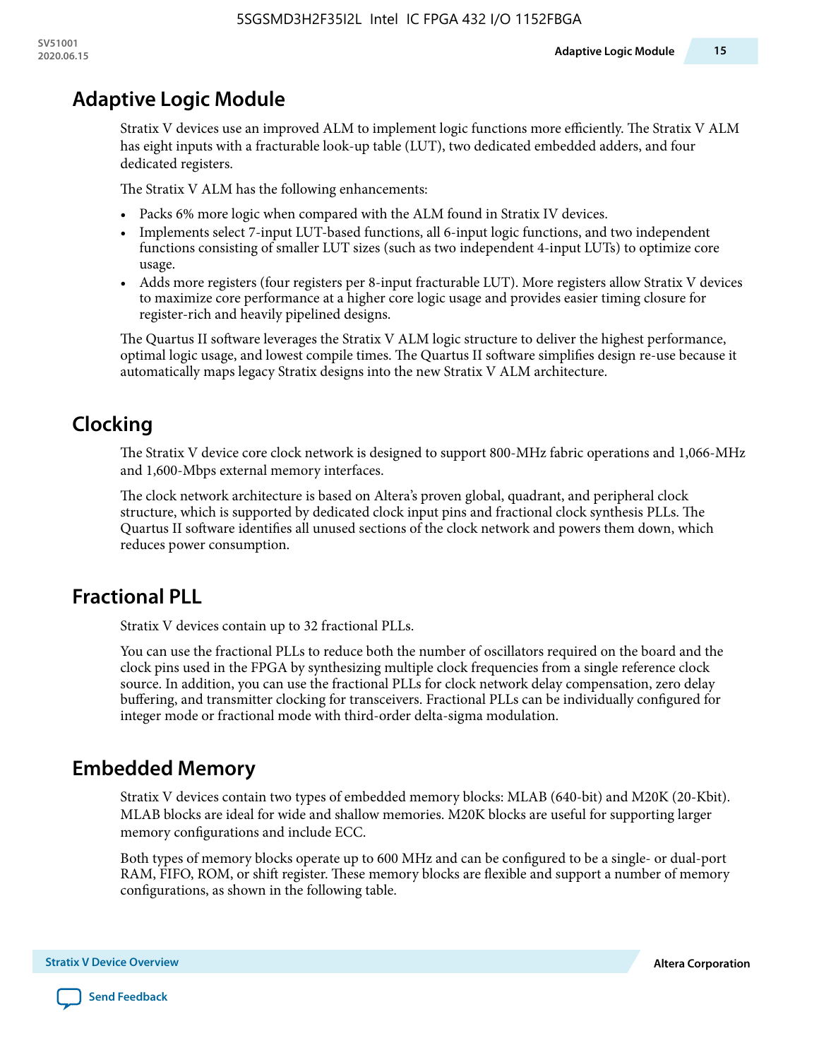## Adaptive Logic Module

Stratix V devices use an improved ALM to implement logic functions more efficiently. The Stratix V ALM has eight inputs with a fracturable look-up table (LUT), two dedicated embedded adders, and four dedicated registers.

The Stratix V ALM has the following enhancements:

- Packs 6% more logic when compared with the ALM found in Stratix IV devices.
- Implements select 7-input LUT-based functions, all 6-input logic functions, and two independent functions consisting of smaller LUT sizes (such as two independent 4-input LUTs) to optimize core usage.
- Adds more registers (four registers per 8-input fracturable LUT). More registers allow Stratix V devices to maximize core performance at a higher core logic usage and provides easier timing closure for register-rich and heavily pipelined designs.

The Quartus II software leverages the Stratix V ALM logic structure to deliver the highest performance, optimal logic usage, and lowest compile times. The Quartus II software simplifies design re-use because it automatically maps legacy Stratix designs into the new Stratix V ALM architecture.

## Clocking

The Stratix V device core clock network is designed to support 800-MHz fabric operations and 1,066-MHz and 1,600-Mbps external memory interfaces.

The clock network architecture is based on Altera's proven global, quadrant, and peripheral clock structure, which is supported by dedicated clock input pins and fractional clock synthesis PLLs. The Quartus II software identifies all unused sections of the clock network and powers them down, which reduces power consumption.

## Fractional PLL

Stratix V devices contain up to 32 fractional PLLs.

You can use the fractional PLLs to reduce both the number of oscillators required on the board and the clock pins used in the FPGA by synthesizing multiple clock frequencies from a single reference clock source. In addition, you can use the fractional PLLs for clock network delay compensation, zero delay buffering, and transmitter clocking for transceivers. Fractional PLLs can be individually configured for integer mode or fractional mode with third-order delta-sigma modulation.

## Embedded Memory

Stratix V devices contain two types of embedded memory blocks: MLAB (640-bit) and M20K (20-Kbit). MLAB blocks are ideal for wide and shallow memories. M20K blocks are useful for supporting larger memory configurations and include ECC.

Both types of memory blocks operate up to 600 MHz and can be configured to be a single- or dual-port RAM, FIFO, ROM, or shift register. These memory blocks are flexible and support a number of memory configurations, as shown in the following table.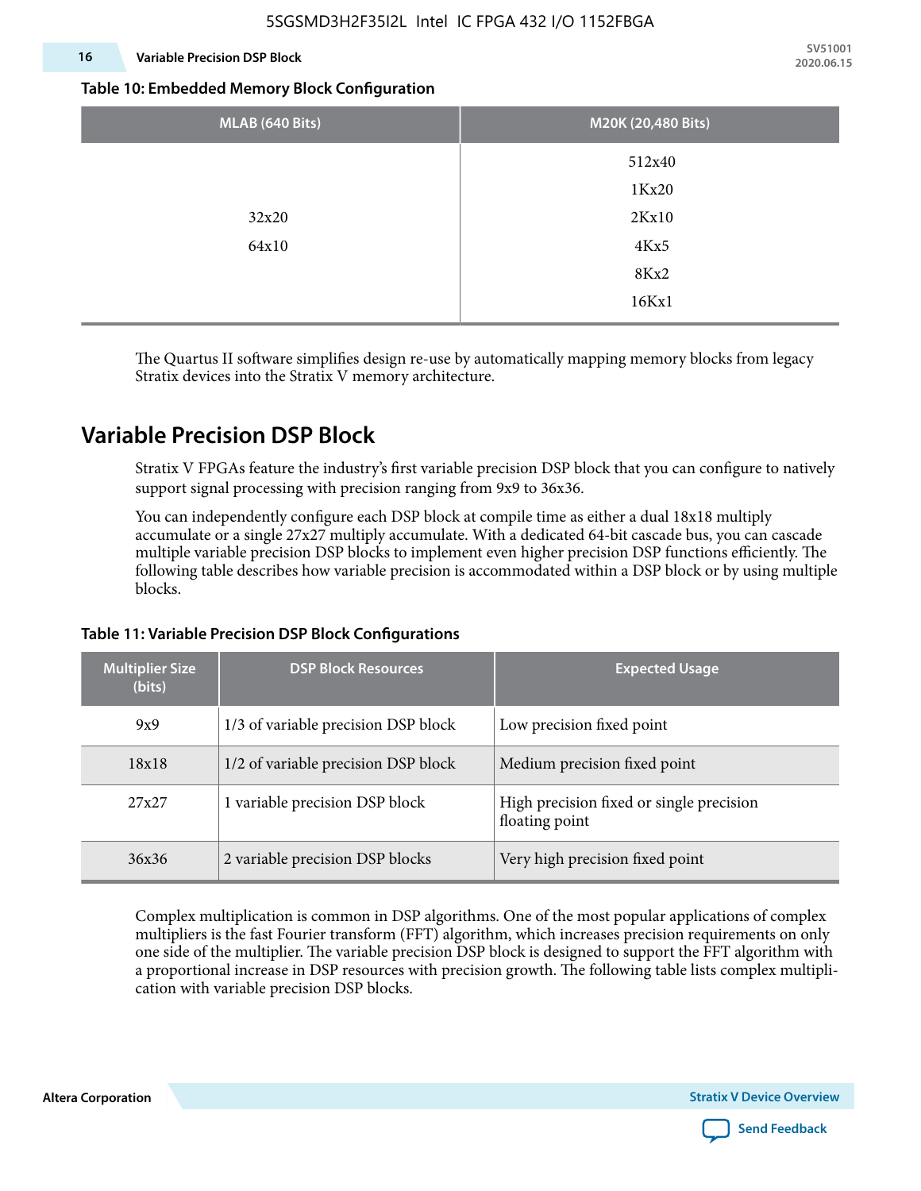**Table 10: Embedded Memory Block Configuration**

| MLAB (640 Bits) | M20K (20,480 Bits) |
|---|---|
| 32x20<br>64x10 | 512x40<br>1Kx20<br>2Kx10<br>4Kx5<br>8Kx2<br>16Kx1 |

The Quartus II software simplifies design re-use by automatically mapping memory blocks from legacy Stratix devices into the Stratix V memory architecture.

## Variable Precision DSP Block

Stratix V FPGAs feature the industry's first variable precision DSP block that you can configure to natively support signal processing with precision ranging from 9x9 to 36x36.

You can independently configure each DSP block at compile time as either a dual 18x18 multiply accumulate or a single 27x27 multiply accumulate. With a dedicated 64-bit cascade bus, you can cascade multiple variable precision DSP blocks to implement even higher precision DSP functions efficiently. The following table describes how variable precision is accommodated within a DSP block or by using multiple blocks.

**Table 11: Variable Precision DSP Block Configurations**

| Multiplier Size (bits) | DSP Block Resources | Expected Usage |
|---|---|---|
| 9x9 | 1/3 of variable precision DSP block | Low precision fixed point |
| 18x18 | 1/2 of variable precision DSP block | Medium precision fixed point |
| 27x27 | 1 variable precision DSP block | High precision fixed or single precision floating point |
| 36x36 | 2 variable precision DSP blocks | Very high precision fixed point |

Complex multiplication is common in DSP algorithms. One of the most popular applications of complex multipliers is the fast Fourier transform (FFT) algorithm, which increases precision requirements on only one side of the multiplier. The variable precision DSP block is designed to support the FFT algorithm with a proportional increase in DSP resources with precision growth. The following table lists complex multiplication with variable precision DSP blocks.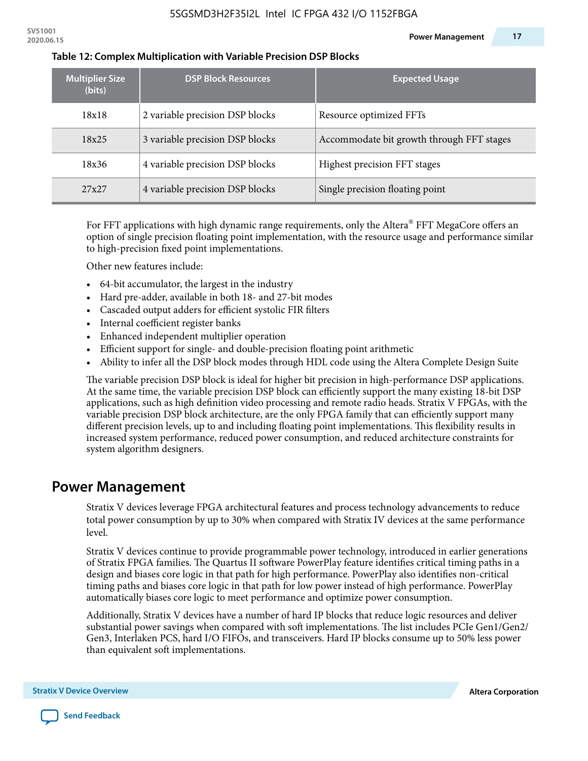**Table 12: Complex Multiplication with Variable Precision DSP Blocks**

| Multiplier Size (bits) | DSP Block Resources | Expected Usage |
|---|---|---|
| 18x18 | 2 variable precision DSP blocks | Resource optimized FFTs |
| 18x25 | 3 variable precision DSP blocks | Accommodate bit growth through FFT stages |
| 18x36 | 4 variable precision DSP blocks | Highest precision FFT stages |
| 27x27 | 4 variable precision DSP blocks | Single precision floating point |

For FFT applications with high dynamic range requirements, only the Altera® FFT MegaCore offers an option of single precision floating point implementation, with the resource usage and performance similar to high-precision fixed point implementations.

Other new features include:

- 64-bit accumulator, the largest in the industry
- Hard pre-adder, available in both 18- and 27-bit modes
- Cascaded output adders for efficient systolic FIR filters
- Internal coefficient register banks
- Enhanced independent multiplier operation
- Efficient support for single- and double-precision floating point arithmetic
- Ability to infer all the DSP block modes through HDL code using the Altera Complete Design Suite

The variable precision DSP block is ideal for higher bit precision in high-performance DSP applications. At the same time, the variable precision DSP block can efficiently support the many existing 18-bit DSP applications, such as high definition video processing and remote radio heads. Stratix V FPGAs, with the variable precision DSP block architecture, are the only FPGA family that can efficiently support many different precision levels, up to and including floating point implementations. This flexibility results in increased system performance, reduced power consumption, and reduced architecture constraints for system algorithm designers.

## Power Management

Stratix V devices leverage FPGA architectural features and process technology advancements to reduce total power consumption by up to 30% when compared with Stratix IV devices at the same performance level.

Stratix V devices continue to provide programmable power technology, introduced in earlier generations of Stratix FPGA families. The Quartus II software PowerPlay feature identifies critical timing paths in a design and biases core logic in that path for high performance. PowerPlay also identifies non-critical timing paths and biases core logic in that path for low power instead of high performance. PowerPlay automatically biases core logic to meet performance and optimize power consumption.

Additionally, Stratix V devices have a number of hard IP blocks that reduce logic resources and deliver substantial power savings when compared with soft implementations. The list includes PCIe Gen1/Gen2/Gen3, Interlaken PCS, hard I/O FIFOs, and transceivers. Hard IP blocks consume up to 50% less power than equivalent soft implementations.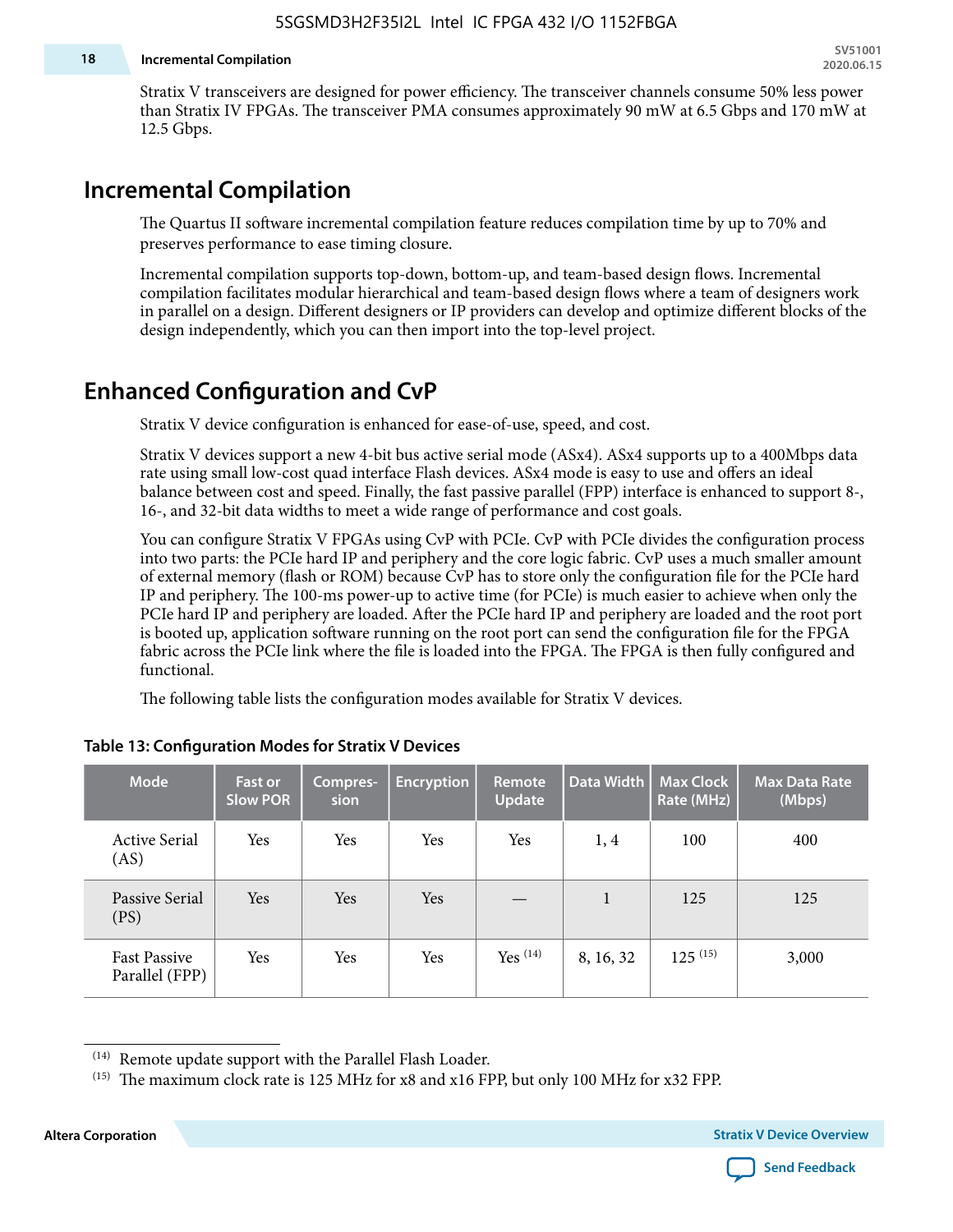Stratix V transceivers are designed for power efficiency. The transceiver channels consume 50% less power than Stratix IV FPGAs. The transceiver PMA consumes approximately 90 mW at 6.5 Gbps and 170 mW at 12.5 Gbps.

## Incremental Compilation

The Quartus II software incremental compilation feature reduces compilation time by up to 70% and preserves performance to ease timing closure.

Incremental compilation supports top-down, bottom-up, and team-based design flows. Incremental compilation facilitates modular hierarchical and team-based design flows where a team of designers work in parallel on a design. Different designers or IP providers can develop and optimize different blocks of the design independently, which you can then import into the top-level project.

## Enhanced Configuration and CvP

Stratix V device configuration is enhanced for ease-of-use, speed, and cost.

Stratix V devices support a new 4-bit bus active serial mode (ASx4). ASx4 supports up to a 400Mbps data rate using small low-cost quad interface Flash devices. ASx4 mode is easy to use and offers an ideal balance between cost and speed. Finally, the fast passive parallel (FPP) interface is enhanced to support 8-, 16-, and 32-bit data widths to meet a wide range of performance and cost goals.

You can configure Stratix V FPGAs using CvP with PCIe. CvP with PCIe divides the configuration process into two parts: the PCIe hard IP and periphery and the core logic fabric. CvP uses a much smaller amount of external memory (flash or ROM) because CvP has to store only the configuration file for the PCIe hard IP and periphery. The 100-ms power-up to active time (for PCIe) is much easier to achieve when only the PCIe hard IP and periphery are loaded. After the PCIe hard IP and periphery are loaded and the root port is booted up, application software running on the root port can send the configuration file for the FPGA fabric across the PCIe link where the file is loaded into the FPGA. The FPGA is then fully configured and functional.

The following table lists the configuration modes available for Stratix V devices.

**Table 13: Configuration Modes for Stratix V Devices**

| Mode | Fast or Slow POR | Compres-sion | Encryption | Remote Update | Data Width | Max Clock Rate (MHz) | Max Data Rate (Mbps) |
|---|---|---|---|---|---|---|---|
| Active Serial (AS) | Yes | Yes | Yes | Yes | 1, 4 | 100 | 400 |
| Passive Serial (PS) | Yes | Yes | Yes | — | 1 | 125 | 125 |
| Fast Passive Parallel (FPP) | Yes | Yes | Yes | Yes [14] | 8, 16, 32 | 125 [15] | 3,000 |

[14] Remote update support with the Parallel Flash Loader.

[15] The maximum clock rate is 125 MHz for x8 and x16 FPP, but only 100 MHz for x32 FPP.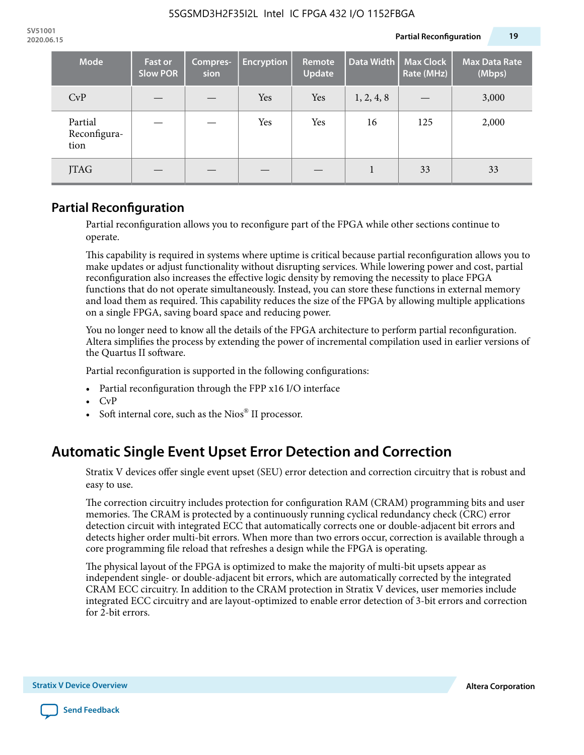| Mode | Fast or Slow POR | Compression | Encryption | Remote Update | Data Width | Max Clock Rate (MHz) | Max Data Rate (Mbps) |
|---|---|---|---|---|---|---|---|
| CvP | — | — | Yes | Yes | 1, 2, 4, 8 | — | 3,000 |
| Partial Reconfiguration | — | — | Yes | Yes | 16 | 125 | 2,000 |
| JTAG | — | — | — | — | 1 | 33 | 33 |

## Partial Reconfiguration

Partial reconfiguration allows you to reconfigure part of the FPGA while other sections continue to operate.

This capability is required in systems where uptime is critical because partial reconfiguration allows you to make updates or adjust functionality without disrupting services. While lowering power and cost, partial reconfiguration also increases the effective logic density by removing the necessity to place FPGA functions that do not operate simultaneously. Instead, you can store these functions in external memory and load them as required. This capability reduces the size of the FPGA by allowing multiple applications on a single FPGA, saving board space and reducing power.

You no longer need to know all the details of the FPGA architecture to perform partial reconfiguration. Altera simplifies the process by extending the power of incremental compilation used in earlier versions of the Quartus II software.

Partial reconfiguration is supported in the following configurations:

- Partial reconfiguration through the FPP x16 I/O interface
- CvP
- Soft internal core, such as the Nios® II processor.

# Automatic Single Event Upset Error Detection and Correction

Stratix V devices offer single event upset (SEU) error detection and correction circuitry that is robust and easy to use.

The correction circuitry includes protection for configuration RAM (CRAM) programming bits and user memories. The CRAM is protected by a continuously running cyclical redundancy check (CRC) error detection circuit with integrated ECC that automatically corrects one or double-adjacent bit errors and detects higher order multi-bit errors. When more than two errors occur, correction is available through a core programming file reload that refreshes a design while the FPGA is operating.

The physical layout of the FPGA is optimized to make the majority of multi-bit upsets appear as independent single- or double-adjacent bit errors, which are automatically corrected by the integrated CRAM ECC circuitry. In addition to the CRAM protection in Stratix V devices, user memories include integrated ECC circuitry and are layout-optimized to enable error detection of 3-bit errors and correction for 2-bit errors.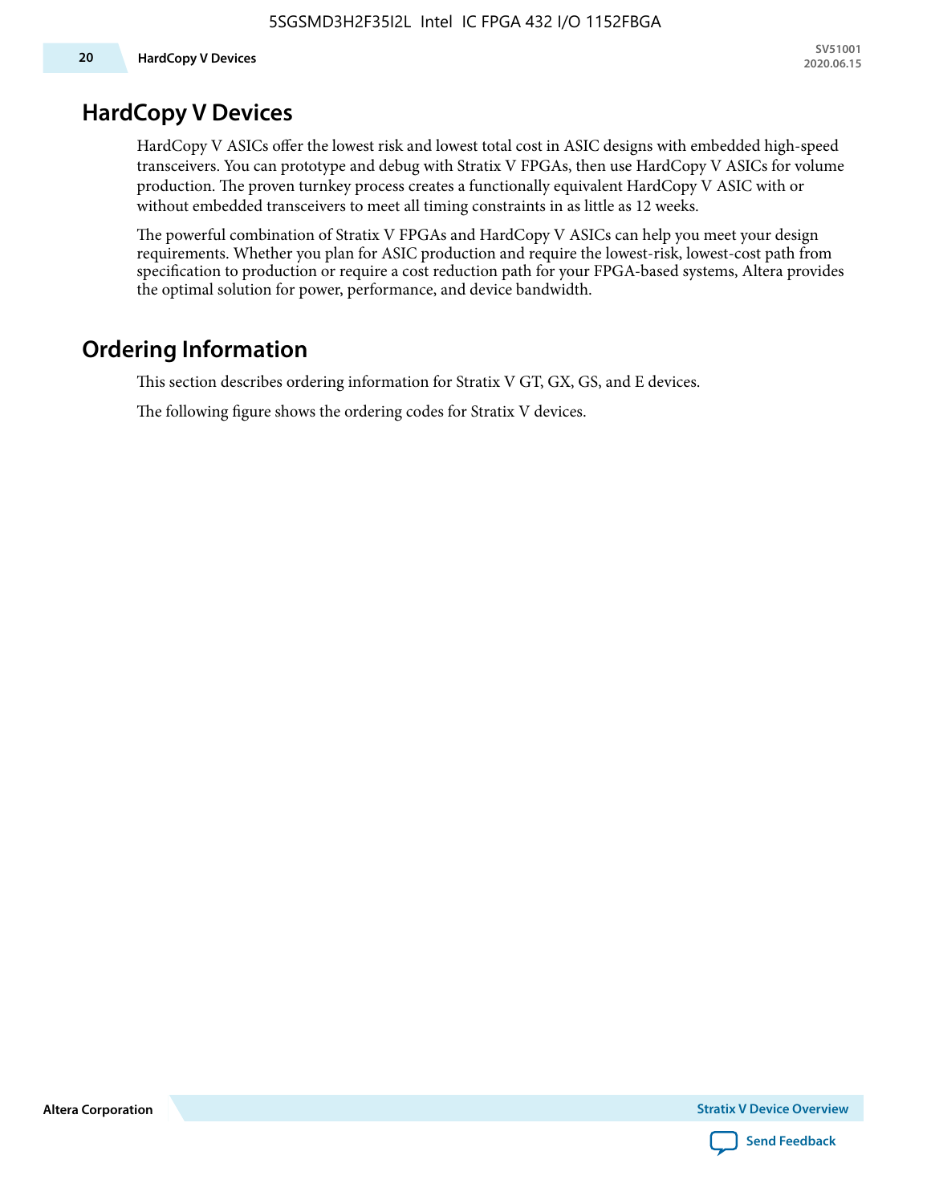## HardCopy V Devices

HardCopy V ASICs offer the lowest risk and lowest total cost in ASIC designs with embedded high-speed transceivers. You can prototype and debug with Stratix V FPGAs, then use HardCopy V ASICs for volume production. The proven turnkey process creates a functionally equivalent HardCopy V ASIC with or without embedded transceivers to meet all timing constraints in as little as 12 weeks.

The powerful combination of Stratix V FPGAs and HardCopy V ASICs can help you meet your design requirements. Whether you plan for ASIC production and require the lowest-risk, lowest-cost path from specification to production or require a cost reduction path for your FPGA-based systems, Altera provides the optimal solution for power, performance, and device bandwidth.

## Ordering Information

This section describes ordering information for Stratix V GT, GX, GS, and E devices.

The following figure shows the ordering codes for Stratix V devices.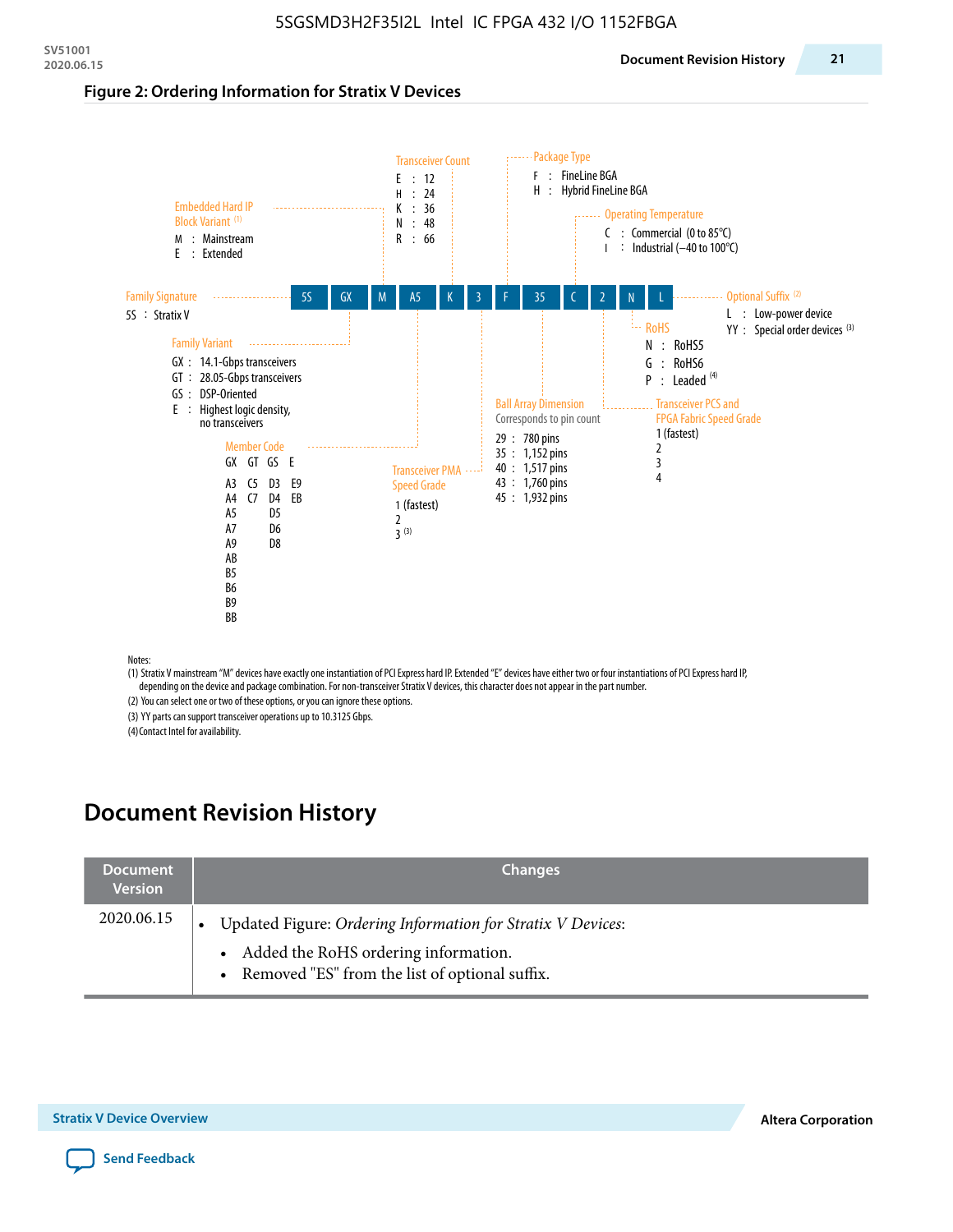**Figure 2: Ordering Information for Stratix V Devices**

| 5S | GX | M | A5 | K | 3 | F | 35 | C | 2 | N | L |
|---|---|---|---|---|---|---|---|---|---|---|---|

**Family Signature**
5S : Stratix V

**Family Variant**
- GX : 14.1-Gbps transceivers
- GT : 28.05-Gbps transceivers
- GS : DSP-Oriented
- E : Highest logic density, no transceivers

**Embedded Hard IP Block Variant** [(1)]
- M : Mainstream
- E : Extended

**Member Code**

| GX | GT | GS | E |
|---|---|---|---|
| A3 | C5 | D3 | E9 |
| A4 | C7 | D4 | EB |
| A5 | | D5 | |
| A7 | | D6 | |
| A9 | | D8 | |
| AB | | | |
| B5 | | | |
| B6 | | | |
| B9 | | | |
| BB | | | |

**Transceiver Count**
- E : 12
- H : 24
- K : 36
- N : 48
- R : 66

**Transceiver PMA Speed Grade**
- 1 (fastest)
- 2
- 3 [(3)]

**Package Type**
- F : FineLine BGA
- H : Hybrid FineLine BGA

**Ball Array Dimension**
Corresponds to pin count
- 29 : 780 pins
- 35 : 1,152 pins
- 40 : 1,517 pins
- 43 : 1,760 pins
- 45 : 1,932 pins

**Operating Temperature**
- C : Commercial (0 to 85°C)
- I : Industrial (–40 to 100°C)

**Transceiver PCS and FPGA Fabric Speed Grade**
- 1 (fastest)
- 2
- 3
- 4

**RoHS**
- N : RoHS5
- G : RoHS6
- P : Leaded [(4)]

**Optional Suffix** [(2)]
- L : Low-power device
- YY : Special order devices [(3)]

Notes:
(1) Stratix V mainstream "M" devices have exactly one instantiation of PCI Express hard IP. Extended "E" devices have either two or four instantiations of PCI Express hard IP, depending on the device and package combination. For non-transceiver Stratix V devices, this character does not appear in the part number.
(2) You can select one or two of these options, or you can ignore these options.
(3) YY parts can support transceiver operations up to 10.3125 Gbps.
(4) Contact Intel for availability.

# Document Revision History

| Document Version | Changes |
|---|---|
| 2020.06.15 | • Updated Figure: *Ordering Information for Stratix V Devices*: <br> • Added the RoHS ordering information. <br> • Removed "ES" from the list of optional suffix. |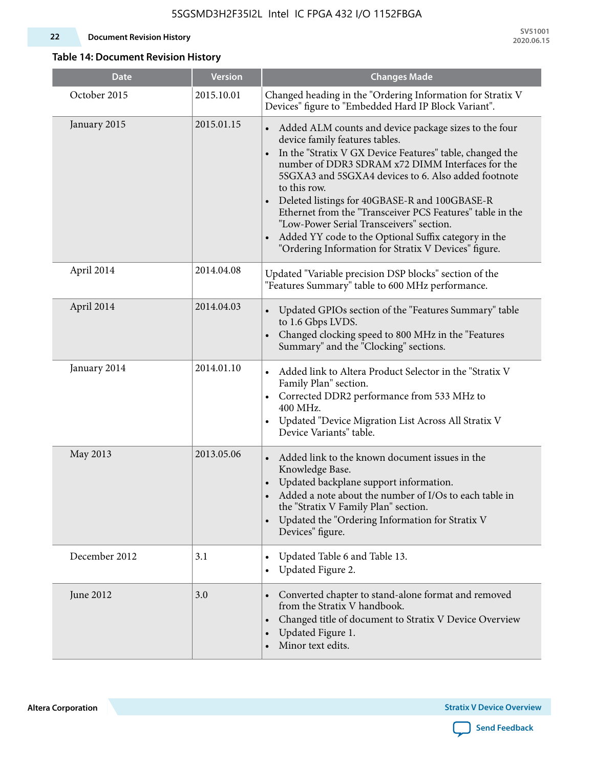**Table 14: Document Revision History**

| Date | Version | Changes Made |
|---|---|---|
| October 2015 | 2015.10.01 | Changed heading in the "Ordering Information for Stratix V Devices" figure to "Embedded Hard IP Block Variant". |
| January 2015 | 2015.01.15 | • Added ALM counts and device package sizes to the four device family features tables.<br>• In the "Stratix V GX Device Features" table, changed the number of DDR3 SDRAM x72 DIMM Interfaces for the 5SGXA3 and 5SGXA4 devices to 6. Also added footnote to this row.<br>• Deleted listings for 40GBASE-R and 100GBASE-R Ethernet from the "Transceiver PCS Features" table in the "Low-Power Serial Transceivers" section.<br>• Added YY code to the Optional Suffix category in the "Ordering Information for Stratix V Devices" figure. |
| April 2014 | 2014.04.08 | Updated "Variable precision DSP blocks" section of the "Features Summary" table to 600 MHz performance. |
| April 2014 | 2014.04.03 | • Updated GPIOs section of the "Features Summary" table to 1.6 Gbps LVDS.<br>• Changed clocking speed to 800 MHz in the "Features Summary" and the "Clocking" sections. |
| January 2014 | 2014.01.10 | • Added link to Altera Product Selector in the "Stratix V Family Plan" section.<br>• Corrected DDR2 performance from 533 MHz to 400 MHz.<br>• Updated "Device Migration List Across All Stratix V Device Variants" table. |
| May 2013 | 2013.05.06 | • Added link to the known document issues in the Knowledge Base.<br>• Updated backplane support information.<br>• Added a note about the number of I/Os to each table in the "Stratix V Family Plan" section.<br>• Updated the "Ordering Information for Stratix V Devices" figure. |
| December 2012 | 3.1 | • Updated Table 6 and Table 13.<br>• Updated Figure 2. |
| June 2012 | 3.0 | • Converted chapter to stand-alone format and removed from the Stratix V handbook.<br>• Changed title of document to Stratix V Device Overview<br>• Updated Figure 1.<br>• Minor text edits. |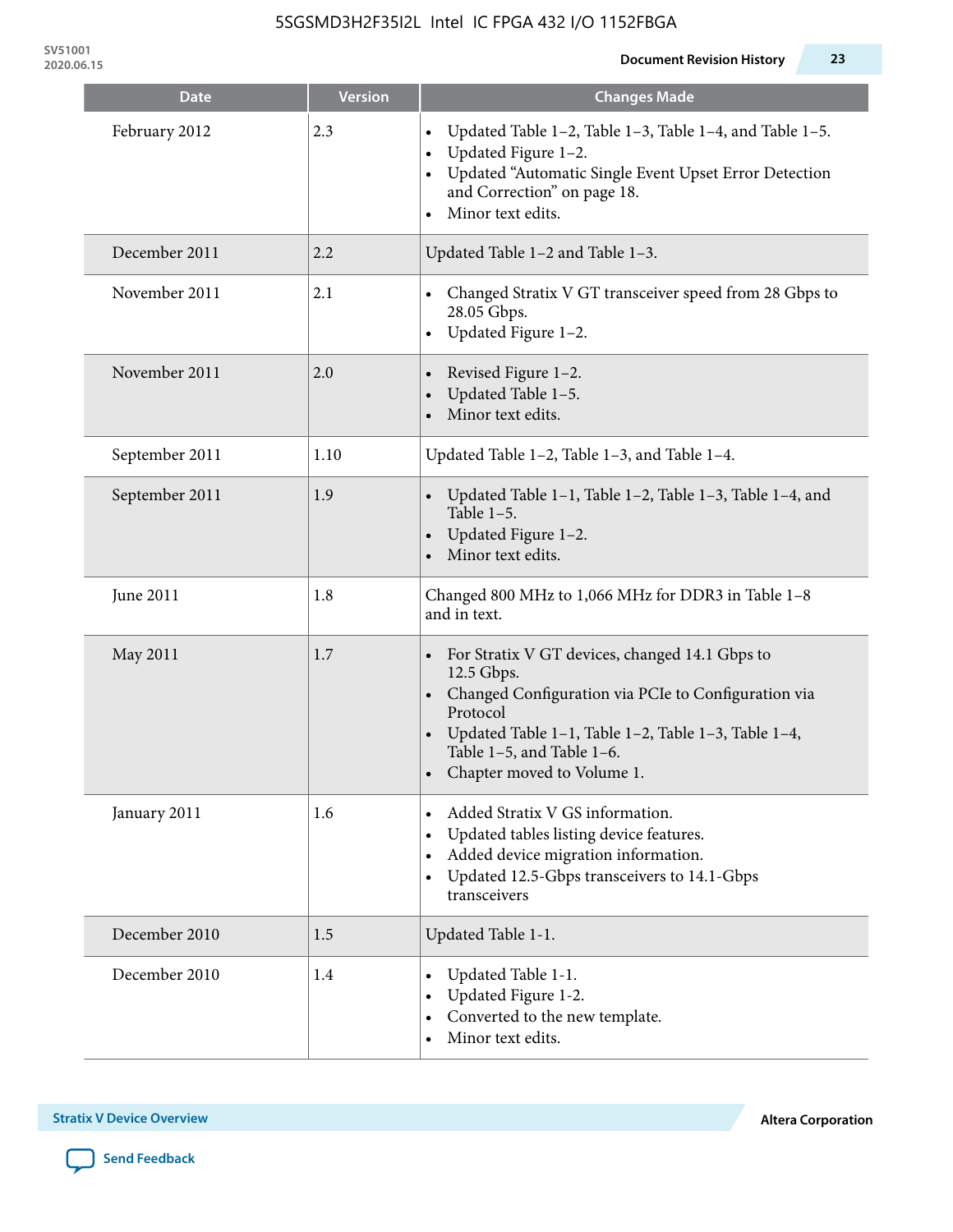| Date | Version | Changes Made |
|---|---|---|
| February 2012 | 2.3 | • Updated Table 1–2, Table 1–3, Table 1–4, and Table 1–5.<br>• Updated Figure 1–2.<br>• Updated “Automatic Single Event Upset Error Detection and Correction” on page 18.<br>• Minor text edits. |
| December 2011 | 2.2 | Updated Table 1–2 and Table 1–3. |
| November 2011 | 2.1 | • Changed Stratix V GT transceiver speed from 28 Gbps to 28.05 Gbps.<br>• Updated Figure 1–2. |
| November 2011 | 2.0 | • Revised Figure 1–2.<br>• Updated Table 1–5.<br>• Minor text edits. |
| September 2011 | 1.10 | Updated Table 1–2, Table 1–3, and Table 1–4. |
| September 2011 | 1.9 | • Updated Table 1–1, Table 1–2, Table 1–3, Table 1–4, and Table 1–5.<br>• Updated Figure 1–2.<br>• Minor text edits. |
| June 2011 | 1.8 | Changed 800 MHz to 1,066 MHz for DDR3 in Table 1–8 and in text. |
| May 2011 | 1.7 | • For Stratix V GT devices, changed 14.1 Gbps to 12.5 Gbps.<br>• Changed Configuration via PCIe to Configuration via Protocol<br>• Updated Table 1–1, Table 1–2, Table 1–3, Table 1–4, Table 1–5, and Table 1–6.<br>• Chapter moved to Volume 1. |
| January 2011 | 1.6 | • Added Stratix V GS information.<br>• Updated tables listing device features.<br>• Added device migration information.<br>• Updated 12.5-Gbps transceivers to 14.1-Gbps transceivers |
| December 2010 | 1.5 | Updated Table 1-1. |
| December 2010 | 1.4 | • Updated Table 1-1.<br>• Updated Figure 1-2.<br>• Converted to the new template.<br>• Minor text edits. |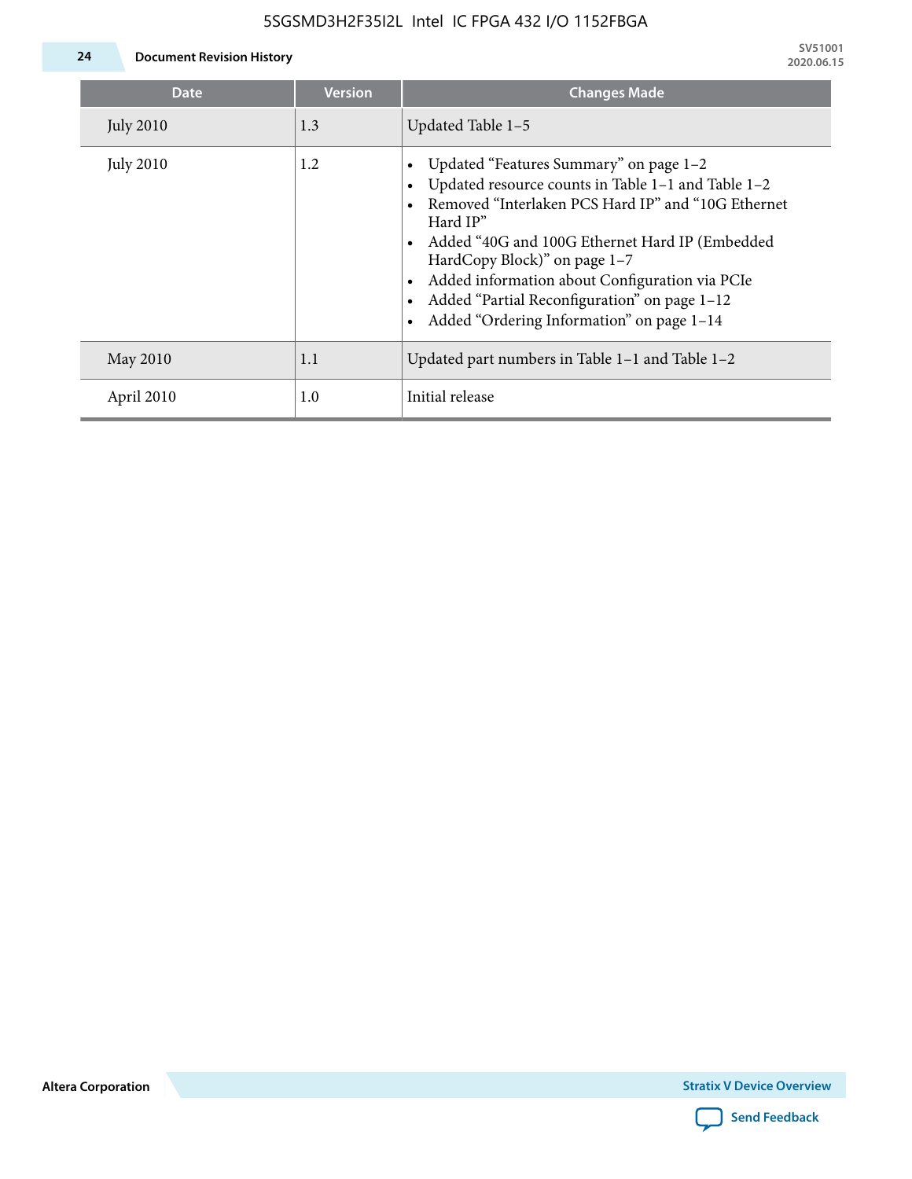| Date | Version | Changes Made |
| --- | --- | --- |
| July 2010 | 1.3 | Updated Table 1–5 |
| July 2010 | 1.2 | • Updated “Features Summary” on page 1–2<br>• Updated resource counts in Table 1–1 and Table 1–2<br>• Removed “Interlaken PCS Hard IP” and “10G Ethernet Hard IP”<br>• Added “40G and 100G Ethernet Hard IP (Embedded HardCopy Block)” on page 1–7<br>• Added information about Configuration via PCIe<br>• Added “Partial Reconfiguration” on page 1–12<br>• Added “Ordering Information” on page 1–14 |
| May 2010 | 1.1 | Updated part numbers in Table 1–1 and Table 1–2 |
| April 2010 | 1.0 | Initial release |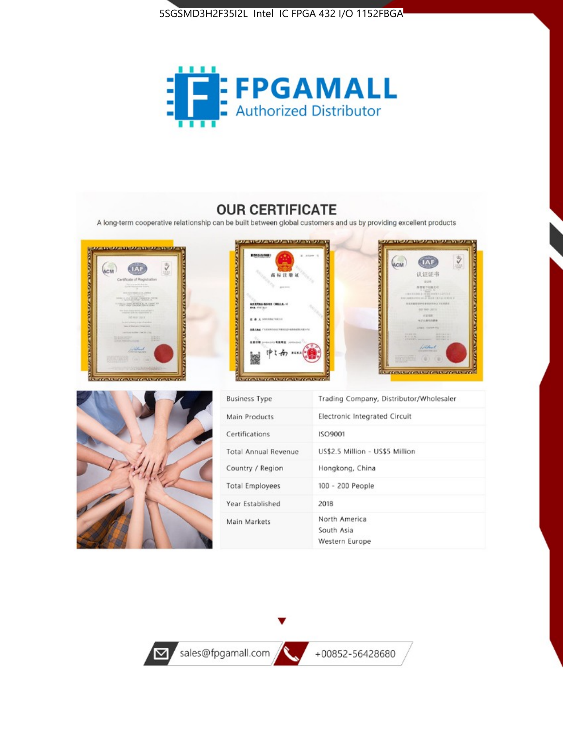FPGAMALL

Authorized Distributor

## OUR CERTIFICATE

A long-term cooperative relationship can be built between global customers and us by providing excellent products

| | |
|---|---|
| Business Type | Trading Company, Distributor/Wholesaler |
| Main Products | Electronic Integrated Circuit |
| Certifications | ISO9001 |
| Total Annual Revenue | US$2.5 Million - US$5 Million |
| Country / Region | Hongkong, China |
| Total Employees | 100 - 200 People |
| Year Established | 2018 |
| Main Markets | North America<br>South Asia<br>Western Europe |

sales@fpgamall.com

+00852-56428680